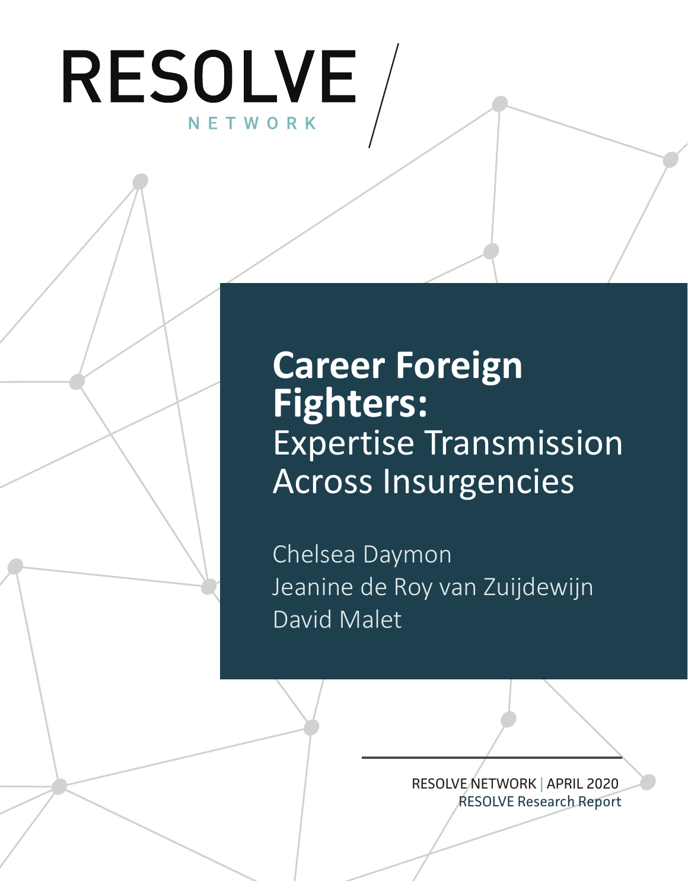RESOLVE NETWORK

# Career Foreign Fighters:

## Expertise Transmission Across Insurgencies

Chelsea Daymon
Jeanine de Roy van Zuijdewijn
David Malet

RESOLVE NETWORK | APRIL 2020
RESOLVE Research Report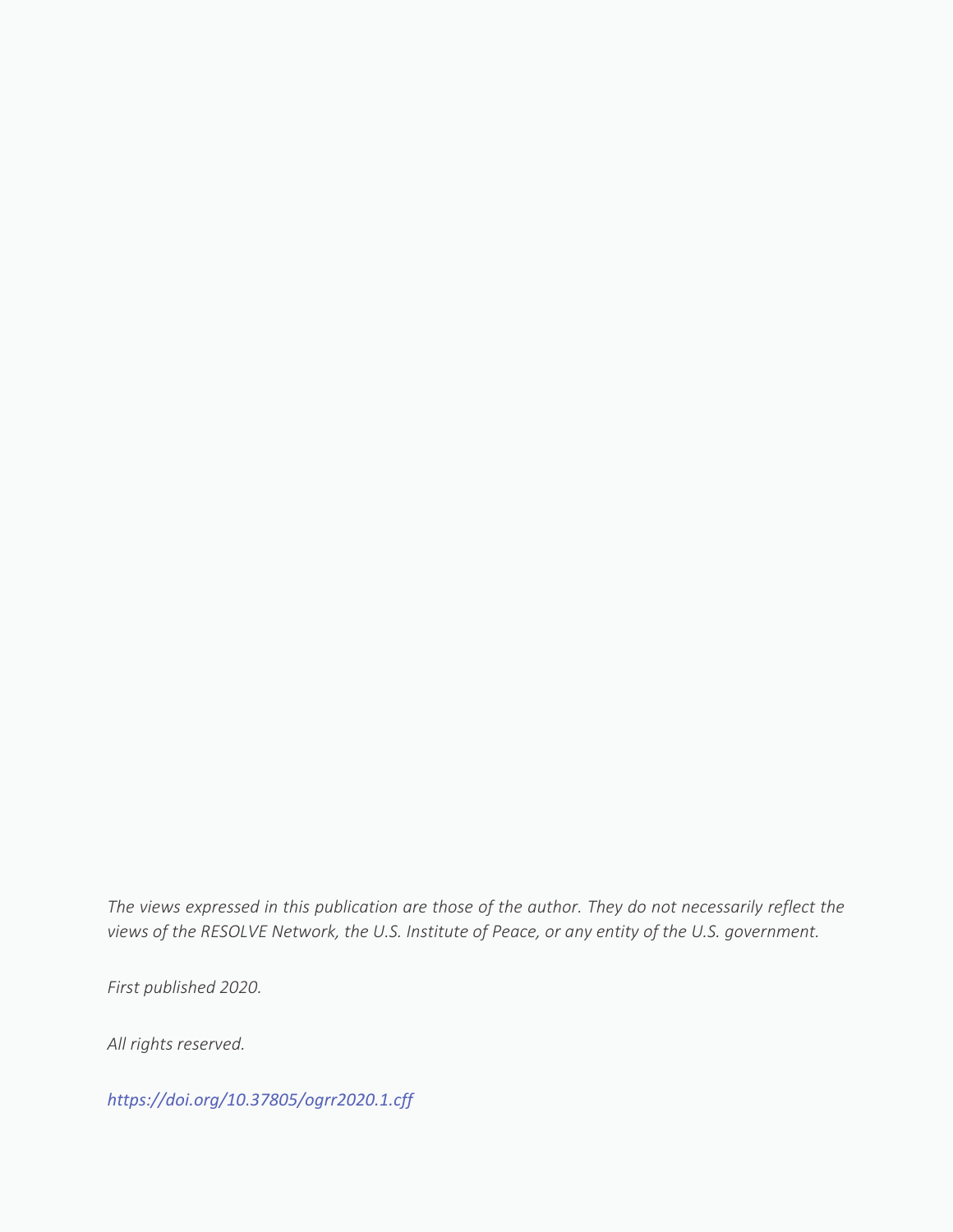*The views expressed in this publication are those of the author. They do not necessarily reflect the views of the RESOLVE Network, the U.S. Institute of Peace, or any entity of the U.S. government.*

*First published 2020.*

*All rights reserved.*

*https://doi.org/10.37805/ogrr2020.1.cff*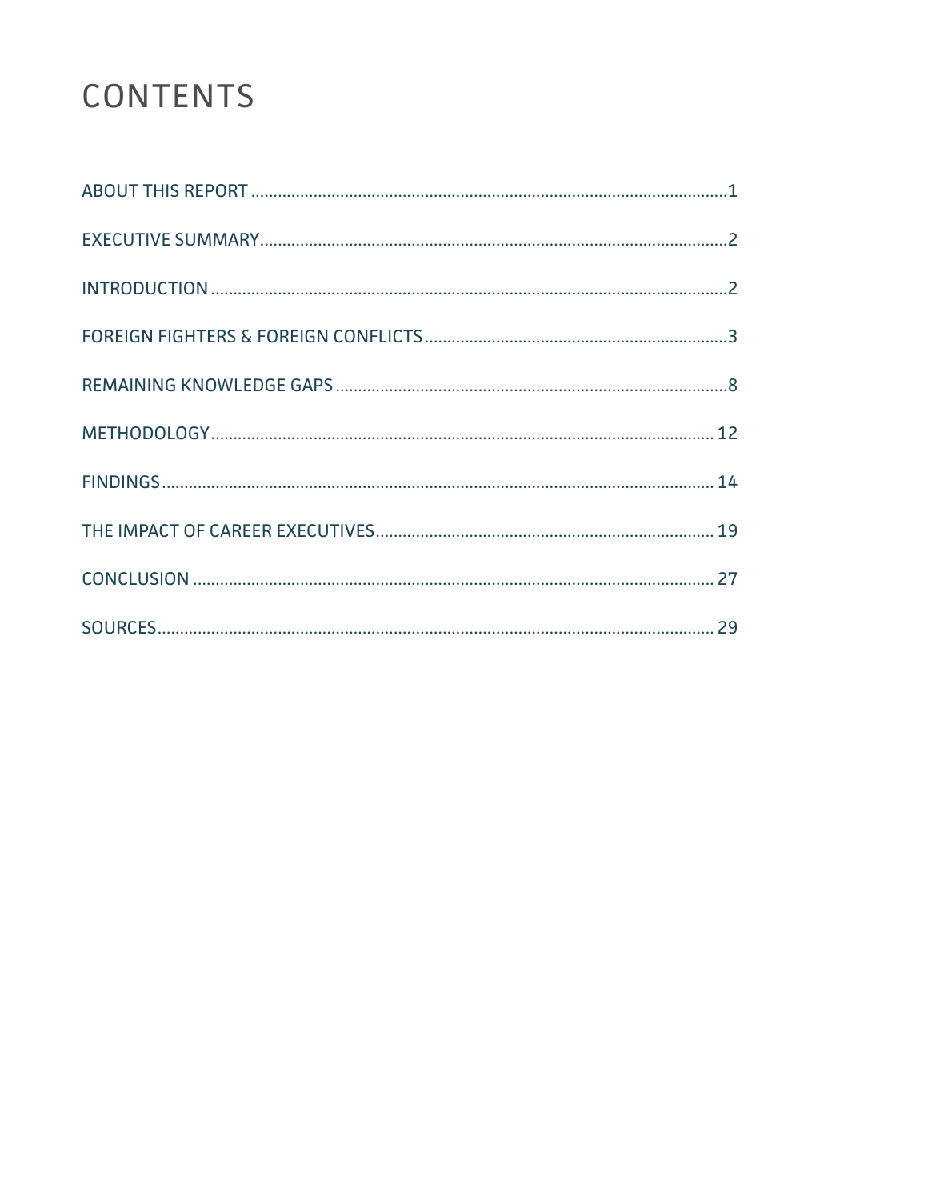# CONTENTS

ABOUT THIS REPORT .......... 1

EXECUTIVE SUMMARY .......... 2

INTRODUCTION .......... 2

FOREIGN FIGHTERS & FOREIGN CONFLICTS .......... 3

REMAINING KNOWLEDGE GAPS .......... 8

METHODOLOGY .......... 12

FINDINGS .......... 14

THE IMPACT OF CAREER EXECUTIVES .......... 19

CONCLUSION .......... 27

SOURCES .......... 29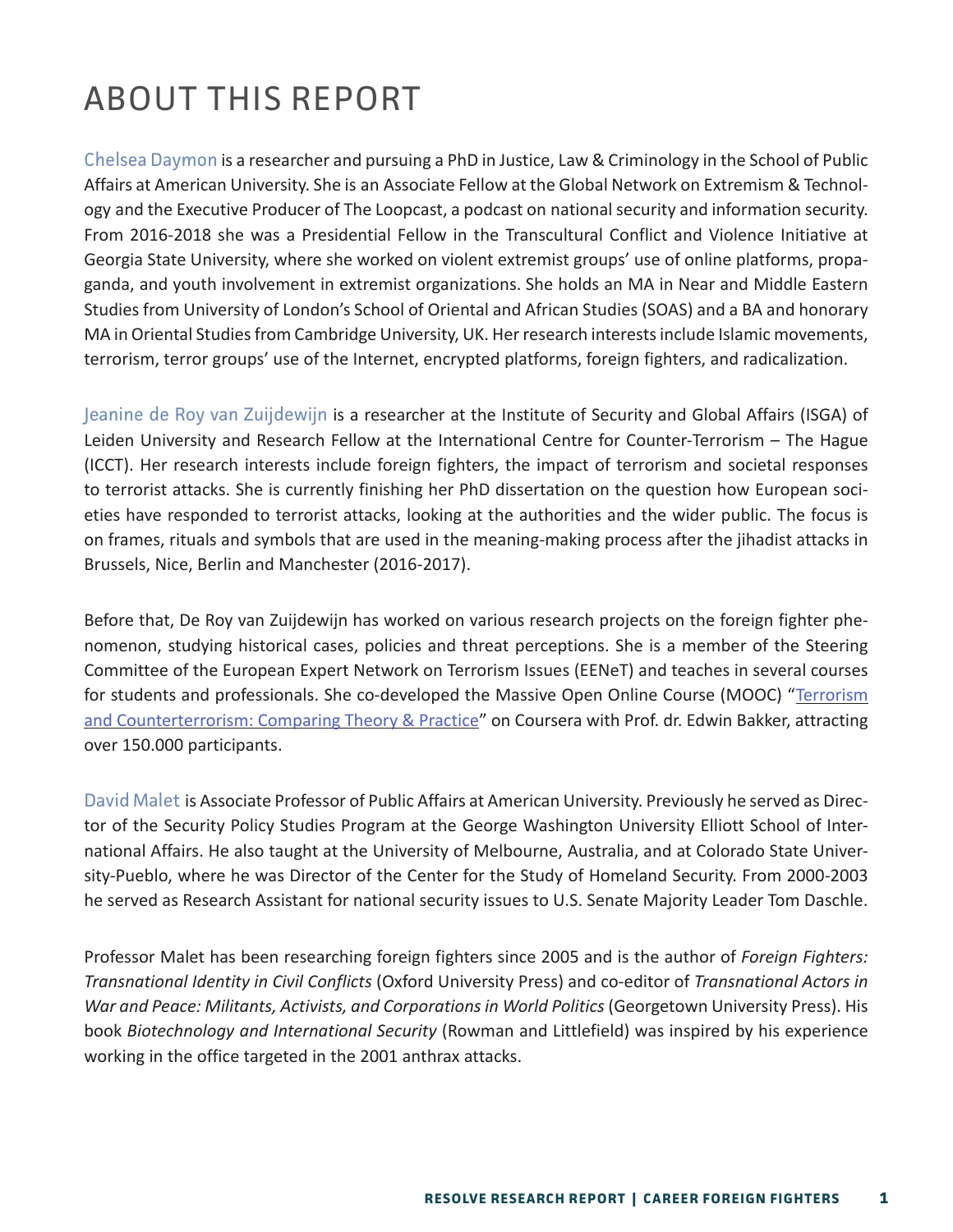# ABOUT THIS REPORT

Chelsea Daymon is a researcher and pursuing a PhD in Justice, Law & Criminology in the School of Public Affairs at American University. She is an Associate Fellow at the Global Network on Extremism & Technology and the Executive Producer of The Loopcast, a podcast on national security and information security. From 2016-2018 she was a Presidential Fellow in the Transcultural Conflict and Violence Initiative at Georgia State University, where she worked on violent extremist groups' use of online platforms, propaganda, and youth involvement in extremist organizations. She holds an MA in Near and Middle Eastern Studies from University of London's School of Oriental and African Studies (SOAS) and a BA and honorary MA in Oriental Studies from Cambridge University, UK. Her research interests include Islamic movements, terrorism, terror groups' use of the Internet, encrypted platforms, foreign fighters, and radicalization.

Jeanine de Roy van Zuijdewijn is a researcher at the Institute of Security and Global Affairs (ISGA) of Leiden University and Research Fellow at the International Centre for Counter-Terrorism – The Hague (ICCT). Her research interests include foreign fighters, the impact of terrorism and societal responses to terrorist attacks. She is currently finishing her PhD dissertation on the question how European societies have responded to terrorist attacks, looking at the authorities and the wider public. The focus is on frames, rituals and symbols that are used in the meaning-making process after the jihadist attacks in Brussels, Nice, Berlin and Manchester (2016-2017).

Before that, De Roy van Zuijdewijn has worked on various research projects on the foreign fighter phenomenon, studying historical cases, policies and threat perceptions. She is a member of the Steering Committee of the European Expert Network on Terrorism Issues (EENeT) and teaches in several courses for students and professionals. She co-developed the Massive Open Online Course (MOOC) "Terrorism and Counterterrorism: Comparing Theory & Practice" on Coursera with Prof. dr. Edwin Bakker, attracting over 150.000 participants.

David Malet is Associate Professor of Public Affairs at American University. Previously he served as Director of the Security Policy Studies Program at the George Washington University Elliott School of International Affairs. He also taught at the University of Melbourne, Australia, and at Colorado State University-Pueblo, where he was Director of the Center for the Study of Homeland Security. From 2000-2003 he served as Research Assistant for national security issues to U.S. Senate Majority Leader Tom Daschle.

Professor Malet has been researching foreign fighters since 2005 and is the author of *Foreign Fighters: Transnational Identity in Civil Conflicts* (Oxford University Press) and co-editor of *Transnational Actors in War and Peace: Militants, Activists, and Corporations in World Politics* (Georgetown University Press). His book *Biotechnology and International Security* (Rowman and Littlefield) was inspired by his experience working in the office targeted in the 2001 anthrax attacks.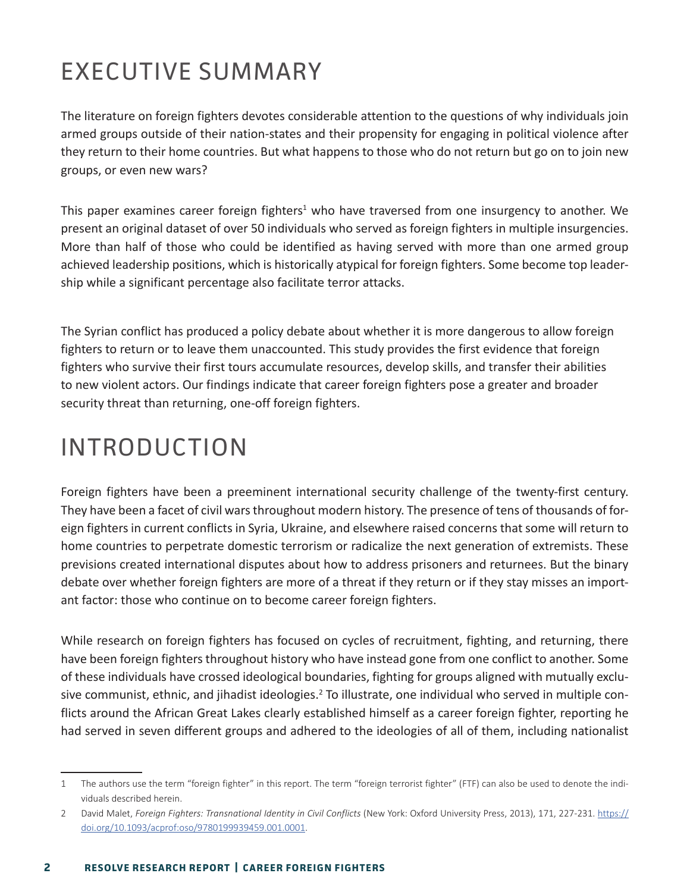# EXECUTIVE SUMMARY

The literature on foreign fighters devotes considerable attention to the questions of why individuals join armed groups outside of their nation-states and their propensity for engaging in political violence after they return to their home countries. But what happens to those who do not return but go on to join new groups, or even new wars?

This paper examines career foreign fighters[1] who have traversed from one insurgency to another. We present an original dataset of over 50 individuals who served as foreign fighters in multiple insurgencies. More than half of those who could be identified as having served with more than one armed group achieved leadership positions, which is historically atypical for foreign fighters. Some become top leadership while a significant percentage also facilitate terror attacks.

The Syrian conflict has produced a policy debate about whether it is more dangerous to allow foreign fighters to return or to leave them unaccounted. This study provides the first evidence that foreign fighters who survive their first tours accumulate resources, develop skills, and transfer their abilities to new violent actors. Our findings indicate that career foreign fighters pose a greater and broader security threat than returning, one-off foreign fighters.

# INTRODUCTION

Foreign fighters have been a preeminent international security challenge of the twenty-first century. They have been a facet of civil wars throughout modern history. The presence of tens of thousands of foreign fighters in current conflicts in Syria, Ukraine, and elsewhere raised concerns that some will return to home countries to perpetrate domestic terrorism or radicalize the next generation of extremists. These previsions created international disputes about how to address prisoners and returnees. But the binary debate over whether foreign fighters are more of a threat if they return or if they stay misses an important factor: those who continue on to become career foreign fighters.

While research on foreign fighters has focused on cycles of recruitment, fighting, and returning, there have been foreign fighters throughout history who have instead gone from one conflict to another. Some of these individuals have crossed ideological boundaries, fighting for groups aligned with mutually exclusive communist, ethnic, and jihadist ideologies.[2] To illustrate, one individual who served in multiple conflicts around the African Great Lakes clearly established himself as a career foreign fighter, reporting he had served in seven different groups and adhered to the ideologies of all of them, including nationalist

---

1 The authors use the term "foreign fighter" in this report. The term "foreign terrorist fighter" (FTF) can also be used to denote the individuals described herein.

2 David Malet, *Foreign Fighters: Transnational Identity in Civil Conflicts* (New York: Oxford University Press, 2013), 171, 227-231. https://doi.org/10.1093/acprof:oso/9780199939459.001.0001.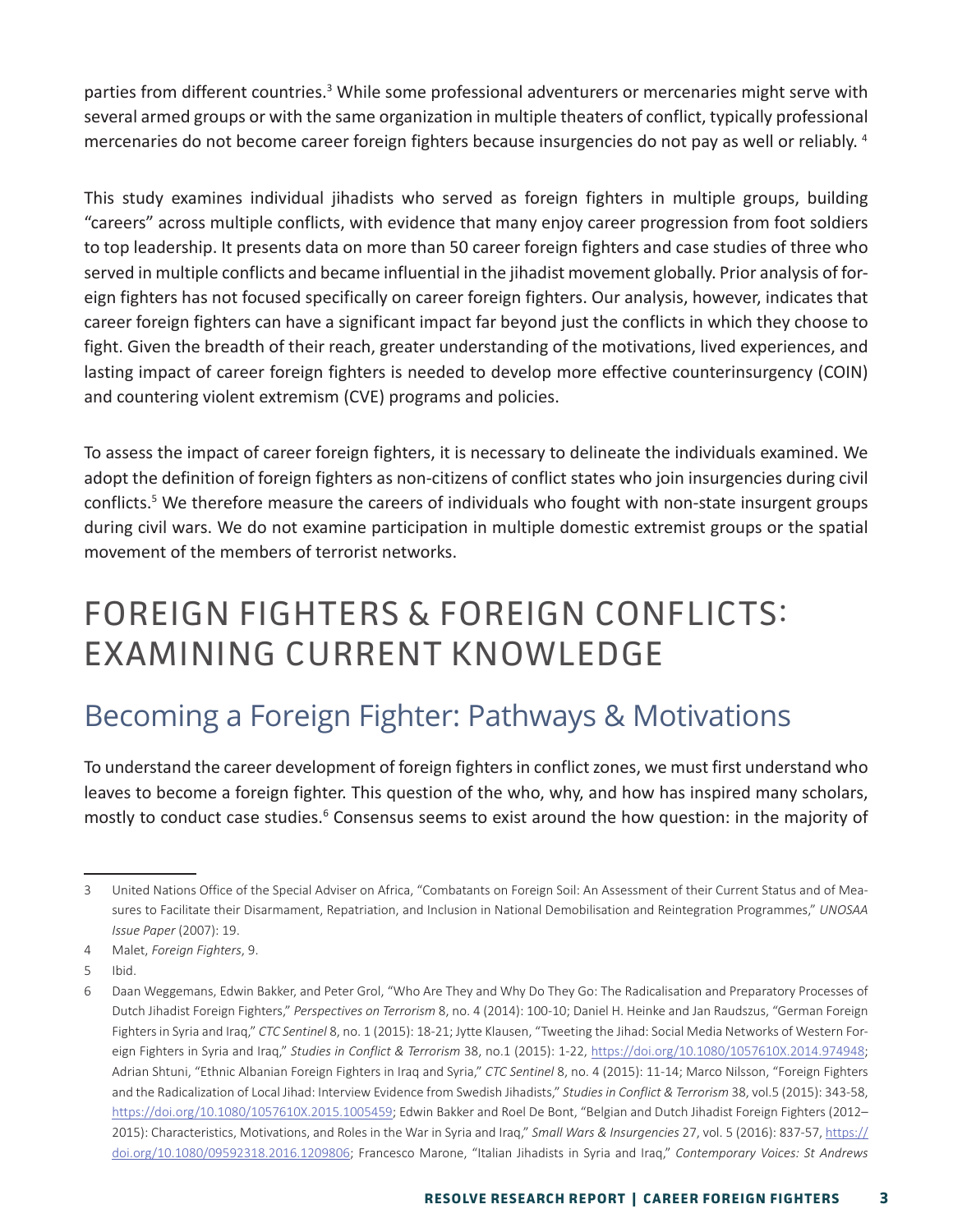parties from different countries.[3] While some professional adventurers or mercenaries might serve with several armed groups or with the same organization in multiple theaters of conflict, typically professional mercenaries do not become career foreign fighters because insurgencies do not pay as well or reliably. [4]

This study examines individual jihadists who served as foreign fighters in multiple groups, building "careers" across multiple conflicts, with evidence that many enjoy career progression from foot soldiers to top leadership. It presents data on more than 50 career foreign fighters and case studies of three who served in multiple conflicts and became influential in the jihadist movement globally. Prior analysis of foreign fighters has not focused specifically on career foreign fighters. Our analysis, however, indicates that career foreign fighters can have a significant impact far beyond just the conflicts in which they choose to fight. Given the breadth of their reach, greater understanding of the motivations, lived experiences, and lasting impact of career foreign fighters is needed to develop more effective counterinsurgency (COIN) and countering violent extremism (CVE) programs and policies.

To assess the impact of career foreign fighters, it is necessary to delineate the individuals examined. We adopt the definition of foreign fighters as non-citizens of conflict states who join insurgencies during civil conflicts.[5] We therefore measure the careers of individuals who fought with non-state insurgent groups during civil wars. We do not examine participation in multiple domestic extremist groups or the spatial movement of the members of terrorist networks.

# FOREIGN FIGHTERS & FOREIGN CONFLICTS: EXAMINING CURRENT KNOWLEDGE

## Becoming a Foreign Fighter: Pathways & Motivations

To understand the career development of foreign fighters in conflict zones, we must first understand who leaves to become a foreign fighter. This question of the who, why, and how has inspired many scholars, mostly to conduct case studies.[6] Consensus seems to exist around the how question: in the majority of

---

3 United Nations Office of the Special Adviser on Africa, "Combatants on Foreign Soil: An Assessment of their Current Status and of Measures to Facilitate their Disarmament, Repatriation, and Inclusion in National Demobilisation and Reintegration Programmes," *UNOSAA Issue Paper* (2007): 19.

4 Malet, *Foreign Fighters*, 9.

5 Ibid.

6 Daan Weggemans, Edwin Bakker, and Peter Grol, "Who Are They and Why Do They Go: The Radicalisation and Preparatory Processes of Dutch Jihadist Foreign Fighters," *Perspectives on Terrorism* 8, no. 4 (2014): 100-10; Daniel H. Heinke and Jan Raudszus, "German Foreign Fighters in Syria and Iraq," *CTC Sentinel* 8, no. 1 (2015): 18-21; Jytte Klausen, "Tweeting the Jihad: Social Media Networks of Western Foreign Fighters in Syria and Iraq," *Studies in Conflict & Terrorism* 38, no.1 (2015): 1-22, https://doi.org/10.1080/1057610X.2014.974948; Adrian Shtuni, "Ethnic Albanian Foreign Fighters in Iraq and Syria," *CTC Sentinel* 8, no. 4 (2015): 11-14; Marco Nilsson, "Foreign Fighters and the Radicalization of Local Jihad: Interview Evidence from Swedish Jihadists," *Studies in Conflict & Terrorism* 38, vol.5 (2015): 343-58, https://doi.org/10.1080/1057610X.2015.1005459; Edwin Bakker and Roel De Bont, "Belgian and Dutch Jihadist Foreign Fighters (2012–2015): Characteristics, Motivations, and Roles in the War in Syria and Iraq," *Small Wars & Insurgencies* 27, vol. 5 (2016): 837-57, https://doi.org/10.1080/09592318.2016.1209806; Francesco Marone, "Italian Jihadists in Syria and Iraq," *Contemporary Voices: St Andrews*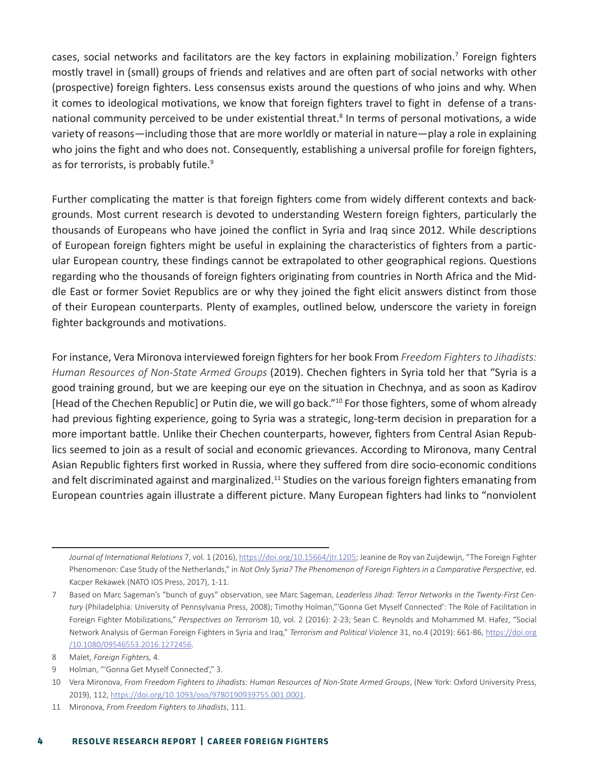cases, social networks and facilitators are the key factors in explaining mobilization.[7] Foreign fighters mostly travel in (small) groups of friends and relatives and are often part of social networks with other (prospective) foreign fighters. Less consensus exists around the questions of who joins and why. When it comes to ideological motivations, we know that foreign fighters travel to fight in defense of a transnational community perceived to be under existential threat.[8] In terms of personal motivations, a wide variety of reasons—including those that are more worldly or material in nature—play a role in explaining who joins the fight and who does not. Consequently, establishing a universal profile for foreign fighters, as for terrorists, is probably futile.[9]

Further complicating the matter is that foreign fighters come from widely different contexts and backgrounds. Most current research is devoted to understanding Western foreign fighters, particularly the thousands of Europeans who have joined the conflict in Syria and Iraq since 2012. While descriptions of European foreign fighters might be useful in explaining the characteristics of fighters from a particular European country, these findings cannot be extrapolated to other geographical regions. Questions regarding who the thousands of foreign fighters originating from countries in North Africa and the Middle East or former Soviet Republics are or why they joined the fight elicit answers distinct from those of their European counterparts. Plenty of examples, outlined below, underscore the variety in foreign fighter backgrounds and motivations.

For instance, Vera Mironova interviewed foreign fighters for her book From *Freedom Fighters to Jihadists: Human Resources of Non-State Armed Groups* (2019). Chechen fighters in Syria told her that "Syria is a good training ground, but we are keeping our eye on the situation in Chechnya, and as soon as Kadirov [Head of the Chechen Republic] or Putin die, we will go back."[10] For those fighters, some of whom already had previous fighting experience, going to Syria was a strategic, long-term decision in preparation for a more important battle. Unlike their Chechen counterparts, however, fighters from Central Asian Republics seemed to join as a result of social and economic grievances. According to Mironova, many Central Asian Republic fighters first worked in Russia, where they suffered from dire socio-economic conditions and felt discriminated against and marginalized.[11] Studies on the various foreign fighters emanating from European countries again illustrate a different picture. Many European fighters had links to "nonviolent

---

*Journal of International Relations* 7, vol. 1 (2016), https://doi.org/10.15664/jtr.1205; Jeanine de Roy van Zuijdewijn, "The Foreign Fighter Phenomenon: Case Study of the Netherlands," in *Not Only Syria? The Phenomenon of Foreign Fighters in a Comparative Perspective*, ed. Kacper Rekawek (NATO IOS Press, 2017), 1-11.

7 Based on Marc Sageman's "bunch of guys" observation, see Marc Sageman, *Leaderless Jihad: Terror Networks in the Twenty-First Century* (Philadelphia: University of Pennsylvania Press, 2008); Timothy Holman,"'Gonna Get Myself Connected': The Role of Facilitation in Foreign Fighter Mobilizations," *Perspectives on Terrorism* 10, vol. 2 (2016): 2-23; Sean C. Reynolds and Mohammed M. Hafez, "Social Network Analysis of German Foreign Fighters in Syria and Iraq," *Terrorism and Political Violence* 31, no.4 (2019): 661-86, https://doi.org/10.1080/09546553.2016.1272456.

8 Malet, *Foreign Fighters,* 4.

9 Holman, "'Gonna Get Myself Connected'," 3.

10 Vera Mironova, *From Freedom Fighters to Jihadists: Human Resources of Non-State Armed Groups*, (New York: Oxford University Press, 2019), 112, https://doi.org/10.1093/oso/9780190939755.001.0001.

11 Mironova, *From Freedom Fighters to Jihadists*, 111.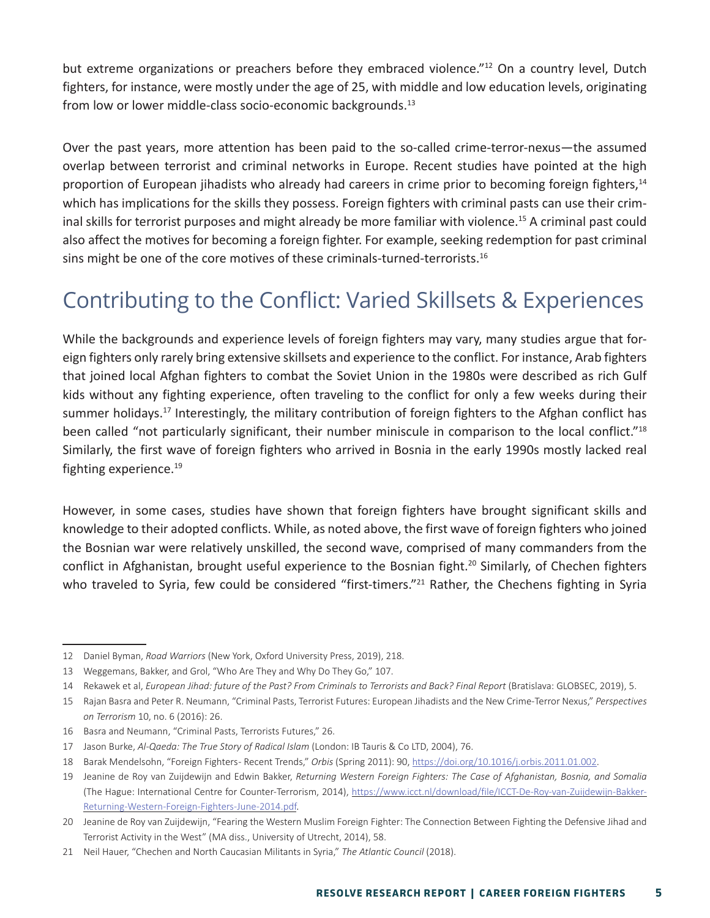but extreme organizations or preachers before they embraced violence."[12] On a country level, Dutch fighters, for instance, were mostly under the age of 25, with middle and low education levels, originating from low or lower middle-class socio-economic backgrounds.[13]

Over the past years, more attention has been paid to the so-called crime-terror-nexus—the assumed overlap between terrorist and criminal networks in Europe. Recent studies have pointed at the high proportion of European jihadists who already had careers in crime prior to becoming foreign fighters,[14] which has implications for the skills they possess. Foreign fighters with criminal pasts can use their criminal skills for terrorist purposes and might already be more familiar with violence.[15] A criminal past could also affect the motives for becoming a foreign fighter. For example, seeking redemption for past criminal sins might be one of the core motives of these criminals-turned-terrorists.[16]

## Contributing to the Conflict: Varied Skillsets & Experiences

While the backgrounds and experience levels of foreign fighters may vary, many studies argue that foreign fighters only rarely bring extensive skillsets and experience to the conflict. For instance, Arab fighters that joined local Afghan fighters to combat the Soviet Union in the 1980s were described as rich Gulf kids without any fighting experience, often traveling to the conflict for only a few weeks during their summer holidays.[17] Interestingly, the military contribution of foreign fighters to the Afghan conflict has been called "not particularly significant, their number miniscule in comparison to the local conflict."[18] Similarly, the first wave of foreign fighters who arrived in Bosnia in the early 1990s mostly lacked real fighting experience.[19]

However, in some cases, studies have shown that foreign fighters have brought significant skills and knowledge to their adopted conflicts. While, as noted above, the first wave of foreign fighters who joined the Bosnian war were relatively unskilled, the second wave, comprised of many commanders from the conflict in Afghanistan, brought useful experience to the Bosnian fight.[20] Similarly, of Chechen fighters who traveled to Syria, few could be considered "first-timers."[21] Rather, the Chechens fighting in Syria

---

12 Daniel Byman, *Road Warriors* (New York, Oxford University Press, 2019), 218.

13 Weggemans, Bakker, and Grol, "Who Are They and Why Do They Go," 107.

14 Rekawek et al, *European Jihad: future of the Past? From Criminals to Terrorists and Back? Final Report* (Bratislava: GLOBSEC, 2019), 5.

15 Rajan Basra and Peter R. Neumann, "Criminal Pasts, Terrorist Futures: European Jihadists and the New Crime-Terror Nexus," *Perspectives on Terrorism* 10, no. 6 (2016): 26.

16 Basra and Neumann, "Criminal Pasts, Terrorists Futures," 26.

17 Jason Burke, *Al-Qaeda: The True Story of Radical Islam* (London: IB Tauris & Co LTD, 2004), 76.

18 Barak Mendelsohn, "Foreign Fighters- Recent Trends," *Orbis* (Spring 2011): 90, https://doi.org/10.1016/j.orbis.2011.01.002.

19 Jeanine de Roy van Zuijdewijn and Edwin Bakker, *Returning Western Foreign Fighters: The Case of Afghanistan, Bosnia, and Somalia* (The Hague: International Centre for Counter-Terrorism, 2014), https://www.icct.nl/download/file/ICCT-De-Roy-van-Zuijdewijn-Bakker-Returning-Western-Foreign-Fighters-June-2014.pdf.

20 Jeanine de Roy van Zuijdewijn, "Fearing the Western Muslim Foreign Fighter: The Connection Between Fighting the Defensive Jihad and Terrorist Activity in the West" (MA diss., University of Utrecht, 2014), 58.

21 Neil Hauer, "Chechen and North Caucasian Militants in Syria," *The Atlantic Council* (2018).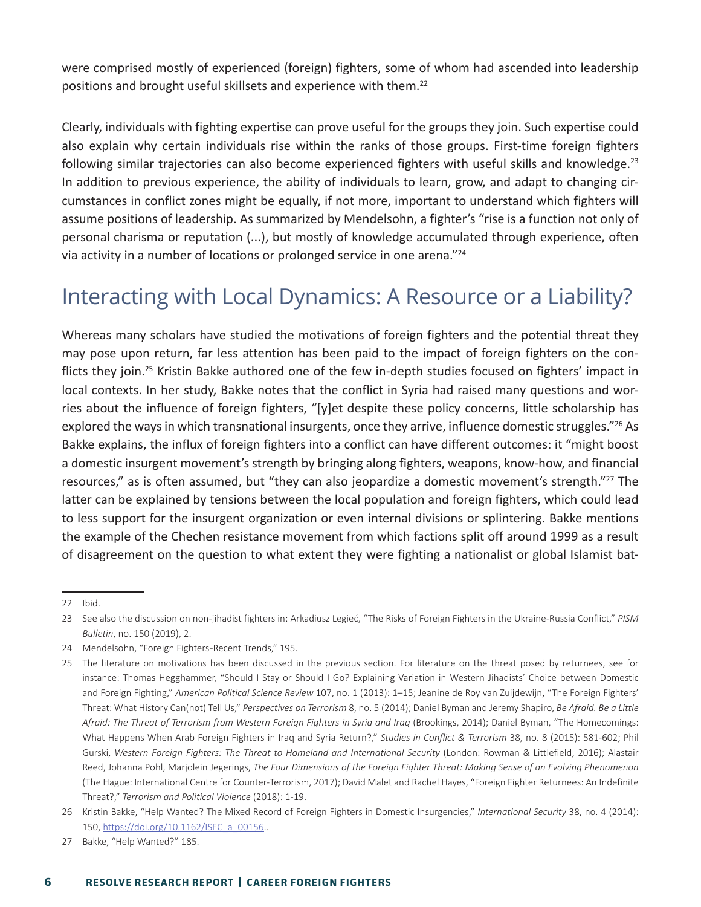were comprised mostly of experienced (foreign) fighters, some of whom had ascended into leadership positions and brought useful skillsets and experience with them.[22]

Clearly, individuals with fighting expertise can prove useful for the groups they join. Such expertise could also explain why certain individuals rise within the ranks of those groups. First-time foreign fighters following similar trajectories can also become experienced fighters with useful skills and knowledge.[23] In addition to previous experience, the ability of individuals to learn, grow, and adapt to changing circumstances in conflict zones might be equally, if not more, important to understand which fighters will assume positions of leadership. As summarized by Mendelsohn, a fighter's "rise is a function not only of personal charisma or reputation (...), but mostly of knowledge accumulated through experience, often via activity in a number of locations or prolonged service in one arena."[24]

## Interacting with Local Dynamics: A Resource or a Liability?

Whereas many scholars have studied the motivations of foreign fighters and the potential threat they may pose upon return, far less attention has been paid to the impact of foreign fighters on the conflicts they join.[25] Kristin Bakke authored one of the few in-depth studies focused on fighters' impact in local contexts. In her study, Bakke notes that the conflict in Syria had raised many questions and worries about the influence of foreign fighters, "[y]et despite these policy concerns, little scholarship has explored the ways in which transnational insurgents, once they arrive, influence domestic struggles."[26] As Bakke explains, the influx of foreign fighters into a conflict can have different outcomes: it "might boost a domestic insurgent movement's strength by bringing along fighters, weapons, know-how, and financial resources," as is often assumed, but "they can also jeopardize a domestic movement's strength."[27] The latter can be explained by tensions between the local population and foreign fighters, which could lead to less support for the insurgent organization or even internal divisions or splintering. Bakke mentions the example of the Chechen resistance movement from which factions split off around 1999 as a result of disagreement on the question to what extent they were fighting a nationalist or global Islamist bat-

---

22 Ibid.

23 See also the discussion on non-jihadist fighters in: Arkadiusz Legieć, "The Risks of Foreign Fighters in the Ukraine-Russia Conflict," *PISM Bulletin*, no. 150 (2019), 2.

24 Mendelsohn, "Foreign Fighters-Recent Trends," 195.

25 The literature on motivations has been discussed in the previous section. For literature on the threat posed by returnees, see for instance: Thomas Hegghammer, "Should I Stay or Should I Go? Explaining Variation in Western Jihadists' Choice between Domestic and Foreign Fighting," *American Political Science Review* 107, no. 1 (2013): 1–15; Jeanine de Roy van Zuijdewijn, "The Foreign Fighters' Threat: What History Can(not) Tell Us," *Perspectives on Terrorism* 8, no. 5 (2014); Daniel Byman and Jeremy Shapiro, *Be Afraid. Be a Little Afraid: The Threat of Terrorism from Western Foreign Fighters in Syria and Iraq* (Brookings, 2014); Daniel Byman, "The Homecomings: What Happens When Arab Foreign Fighters in Iraq and Syria Return?," *Studies in Conflict & Terrorism* 38, no. 8 (2015): 581-602; Phil Gurski, *Western Foreign Fighters: The Threat to Homeland and International Security* (London: Rowman & Littlefield, 2016); Alastair Reed, Johanna Pohl, Marjolein Jegerings, *The Four Dimensions of the Foreign Fighter Threat: Making Sense of an Evolving Phenomenon* (The Hague: International Centre for Counter-Terrorism, 2017); David Malet and Rachel Hayes, "Foreign Fighter Returnees: An Indefinite Threat?," *Terrorism and Political Violence* (2018): 1-19.

26 Kristin Bakke, "Help Wanted? The Mixed Record of Foreign Fighters in Domestic Insurgencies," *International Security* 38, no. 4 (2014): 150, https://doi.org/10.1162/ISEC_a_00156..

27 Bakke, "Help Wanted?" 185.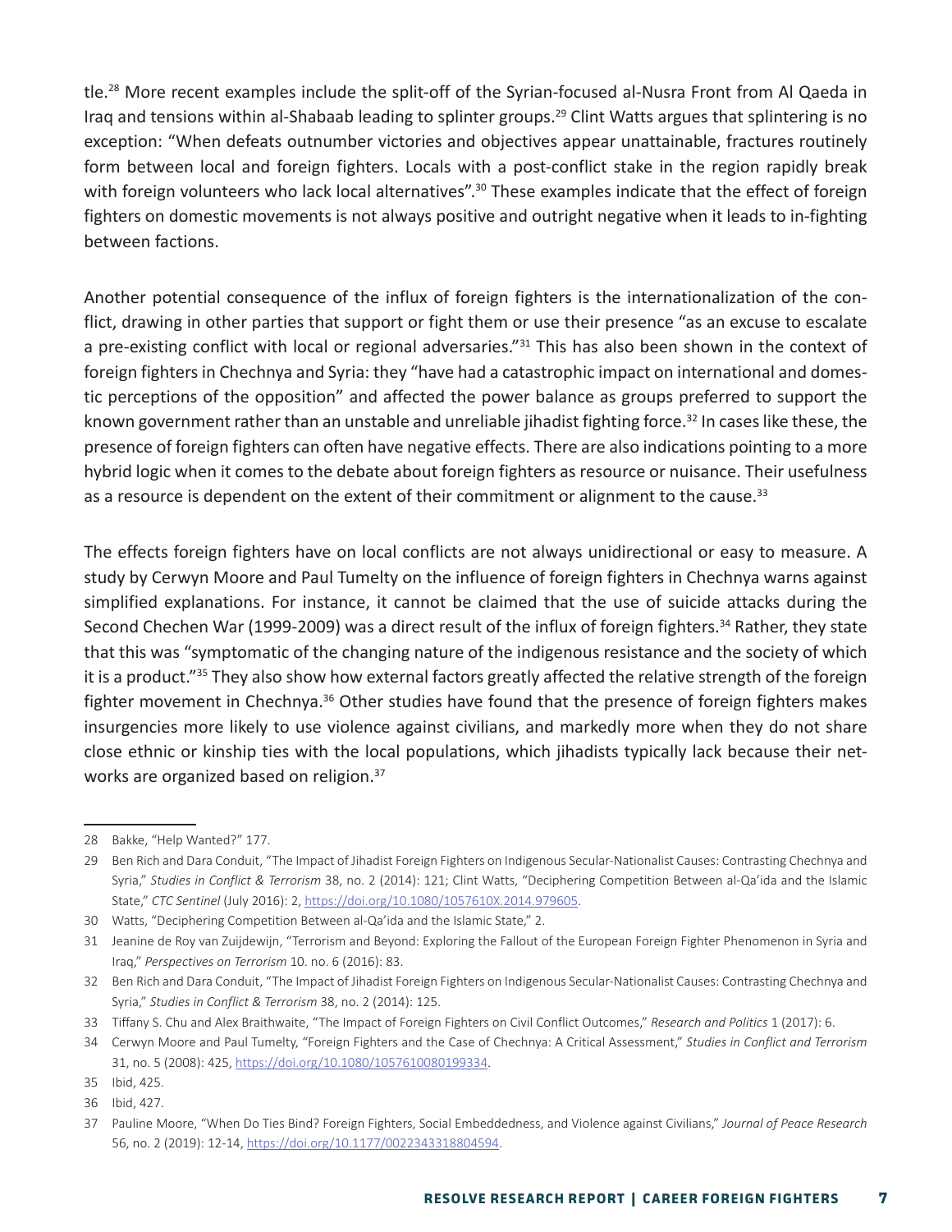tle.[28] More recent examples include the split-off of the Syrian-focused al-Nusra Front from Al Qaeda in Iraq and tensions within al-Shabaab leading to splinter groups.[29] Clint Watts argues that splintering is no exception: "When defeats outnumber victories and objectives appear unattainable, fractures routinely form between local and foreign fighters. Locals with a post-conflict stake in the region rapidly break with foreign volunteers who lack local alternatives".[30] These examples indicate that the effect of foreign fighters on domestic movements is not always positive and outright negative when it leads to in-fighting between factions.

Another potential consequence of the influx of foreign fighters is the internationalization of the conflict, drawing in other parties that support or fight them or use their presence "as an excuse to escalate a pre-existing conflict with local or regional adversaries."[31] This has also been shown in the context of foreign fighters in Chechnya and Syria: they "have had a catastrophic impact on international and domestic perceptions of the opposition" and affected the power balance as groups preferred to support the known government rather than an unstable and unreliable jihadist fighting force.[32] In cases like these, the presence of foreign fighters can often have negative effects. There are also indications pointing to a more hybrid logic when it comes to the debate about foreign fighters as resource or nuisance. Their usefulness as a resource is dependent on the extent of their commitment or alignment to the cause.[33]

The effects foreign fighters have on local conflicts are not always unidirectional or easy to measure. A study by Cerwyn Moore and Paul Tumelty on the influence of foreign fighters in Chechnya warns against simplified explanations. For instance, it cannot be claimed that the use of suicide attacks during the Second Chechen War (1999-2009) was a direct result of the influx of foreign fighters.[34] Rather, they state that this was "symptomatic of the changing nature of the indigenous resistance and the society of which it is a product."[35] They also show how external factors greatly affected the relative strength of the foreign fighter movement in Chechnya.[36] Other studies have found that the presence of foreign fighters makes insurgencies more likely to use violence against civilians, and markedly more when they do not share close ethnic or kinship ties with the local populations, which jihadists typically lack because their networks are organized based on religion.[37]

---

28 Bakke, "Help Wanted?" 177.

29 Ben Rich and Dara Conduit, "The Impact of Jihadist Foreign Fighters on Indigenous Secular-Nationalist Causes: Contrasting Chechnya and Syria," *Studies in Conflict & Terrorism* 38, no. 2 (2014): 121; Clint Watts, "Deciphering Competition Between al-Qa'ida and the Islamic State," *CTC Sentinel* (July 2016): 2, https://doi.org/10.1080/1057610X.2014.979605.

30 Watts, "Deciphering Competition Between al-Qa'ida and the Islamic State," 2.

31 Jeanine de Roy van Zuijdewijn, "Terrorism and Beyond: Exploring the Fallout of the European Foreign Fighter Phenomenon in Syria and Iraq," *Perspectives on Terrorism* 10. no. 6 (2016): 83.

32 Ben Rich and Dara Conduit, "The Impact of Jihadist Foreign Fighters on Indigenous Secular-Nationalist Causes: Contrasting Chechnya and Syria," *Studies in Conflict & Terrorism* 38, no. 2 (2014): 125.

33 Tiffany S. Chu and Alex Braithwaite, "The Impact of Foreign Fighters on Civil Conflict Outcomes," *Research and Politics* 1 (2017): 6.

34 Cerwyn Moore and Paul Tumelty, "Foreign Fighters and the Case of Chechnya: A Critical Assessment," *Studies in Conflict and Terrorism* 31, no. 5 (2008): 425, https://doi.org/10.1080/10576100801993347.

35 Ibid, 425.

36 Ibid, 427.

37 Pauline Moore, "When Do Ties Bind? Foreign Fighters, Social Embeddedness, and Violence against Civilians," *Journal of Peace Research* 56, no. 2 (2019): 12-14, https://doi.org/10.1177/0022343318804594.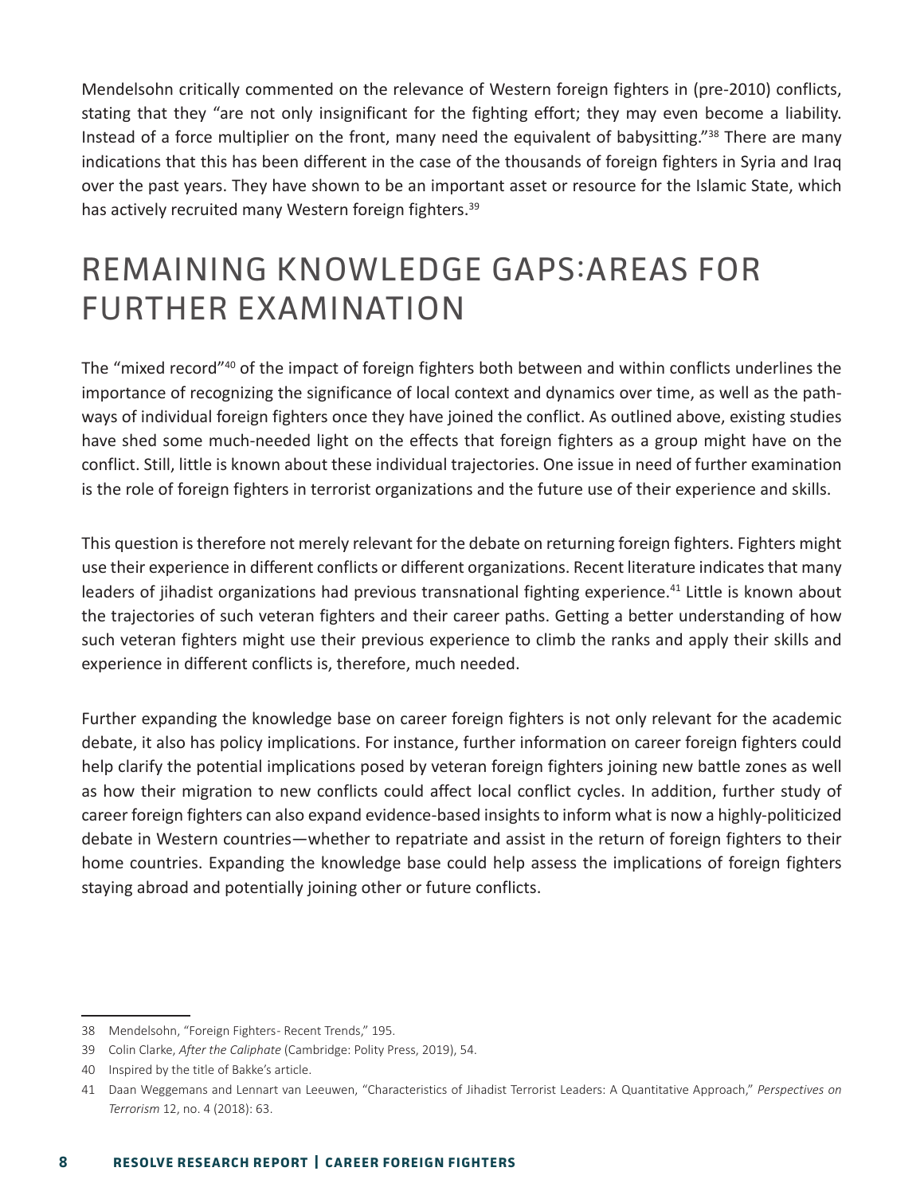Mendelsohn critically commented on the relevance of Western foreign fighters in (pre-2010) conflicts, stating that they "are not only insignificant for the fighting effort; they may even become a liability. Instead of a force multiplier on the front, many need the equivalent of babysitting."[38] There are many indications that this has been different in the case of the thousands of foreign fighters in Syria and Iraq over the past years. They have shown to be an important asset or resource for the Islamic State, which has actively recruited many Western foreign fighters.[39]

## REMAINING KNOWLEDGE GAPS:AREAS FOR FURTHER EXAMINATION

The "mixed record"[40] of the impact of foreign fighters both between and within conflicts underlines the importance of recognizing the significance of local context and dynamics over time, as well as the pathways of individual foreign fighters once they have joined the conflict. As outlined above, existing studies have shed some much-needed light on the effects that foreign fighters as a group might have on the conflict. Still, little is known about these individual trajectories. One issue in need of further examination is the role of foreign fighters in terrorist organizations and the future use of their experience and skills.

This question is therefore not merely relevant for the debate on returning foreign fighters. Fighters might use their experience in different conflicts or different organizations. Recent literature indicates that many leaders of jihadist organizations had previous transnational fighting experience.[41] Little is known about the trajectories of such veteran fighters and their career paths. Getting a better understanding of how such veteran fighters might use their previous experience to climb the ranks and apply their skills and experience in different conflicts is, therefore, much needed.

Further expanding the knowledge base on career foreign fighters is not only relevant for the academic debate, it also has policy implications. For instance, further information on career foreign fighters could help clarify the potential implications posed by veteran foreign fighters joining new battle zones as well as how their migration to new conflicts could affect local conflict cycles. In addition, further study of career foreign fighters can also expand evidence-based insights to inform what is now a highly-politicized debate in Western countries—whether to repatriate and assist in the return of foreign fighters to their home countries. Expanding the knowledge base could help assess the implications of foreign fighters staying abroad and potentially joining other or future conflicts.

---

38 Mendelsohn, "Foreign Fighters- Recent Trends," 195.

39 Colin Clarke, *After the Caliphate* (Cambridge: Polity Press, 2019), 54.

40 Inspired by the title of Bakke's article.

41 Daan Weggemans and Lennart van Leeuwen, "Characteristics of Jihadist Terrorist Leaders: A Quantitative Approach," *Perspectives on Terrorism* 12, no. 4 (2018): 63.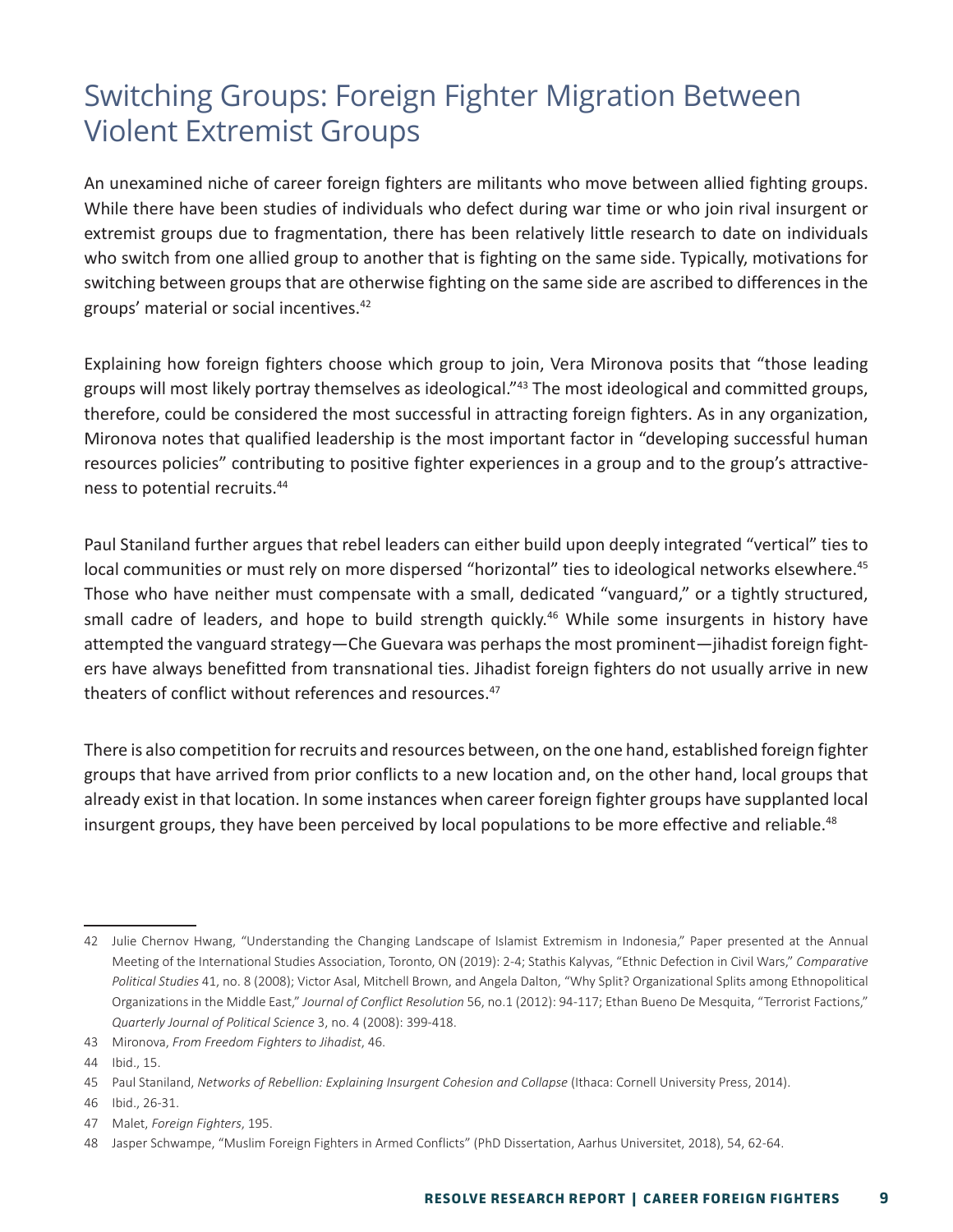## Switching Groups: Foreign Fighter Migration Between Violent Extremist Groups

An unexamined niche of career foreign fighters are militants who move between allied fighting groups. While there have been studies of individuals who defect during war time or who join rival insurgent or extremist groups due to fragmentation, there has been relatively little research to date on individuals who switch from one allied group to another that is fighting on the same side. Typically, motivations for switching between groups that are otherwise fighting on the same side are ascribed to differences in the groups' material or social incentives.[42]

Explaining how foreign fighters choose which group to join, Vera Mironova posits that "those leading groups will most likely portray themselves as ideological."[43] The most ideological and committed groups, therefore, could be considered the most successful in attracting foreign fighters. As in any organization, Mironova notes that qualified leadership is the most important factor in "developing successful human resources policies" contributing to positive fighter experiences in a group and to the group's attractiveness to potential recruits.[44]

Paul Staniland further argues that rebel leaders can either build upon deeply integrated "vertical" ties to local communities or must rely on more dispersed "horizontal" ties to ideological networks elsewhere.[45] Those who have neither must compensate with a small, dedicated "vanguard," or a tightly structured, small cadre of leaders, and hope to build strength quickly.[46] While some insurgents in history have attempted the vanguard strategy—Che Guevara was perhaps the most prominent—jihadist foreign fighters have always benefitted from transnational ties. Jihadist foreign fighters do not usually arrive in new theaters of conflict without references and resources.[47]

There is also competition for recruits and resources between, on the one hand, established foreign fighter groups that have arrived from prior conflicts to a new location and, on the other hand, local groups that already exist in that location. In some instances when career foreign fighter groups have supplanted local insurgent groups, they have been perceived by local populations to be more effective and reliable.[48]

---

42 Julie Chernov Hwang, "Understanding the Changing Landscape of Islamist Extremism in Indonesia," Paper presented at the Annual Meeting of the International Studies Association, Toronto, ON (2019): 2-4; Stathis Kalyvas, "Ethnic Defection in Civil Wars," *Comparative Political Studies* 41, no. 8 (2008); Victor Asal, Mitchell Brown, and Angela Dalton, "Why Split? Organizational Splits among Ethnopolitical Organizations in the Middle East," *Journal of Conflict Resolution* 56, no.1 (2012): 94-117; Ethan Bueno De Mesquita, "Terrorist Factions," *Quarterly Journal of Political Science* 3, no. 4 (2008): 399-418.

43 Mironova, *From Freedom Fighters to Jihadist*, 46.

44 Ibid., 15.

45 Paul Staniland, *Networks of Rebellion: Explaining Insurgent Cohesion and Collapse* (Ithaca: Cornell University Press, 2014).

46 Ibid., 26-31.

47 Malet, *Foreign Fighters*, 195.

48 Jasper Schwampe, "Muslim Foreign Fighters in Armed Conflicts" (PhD Dissertation, Aarhus Universitet, 2018), 54, 62-64.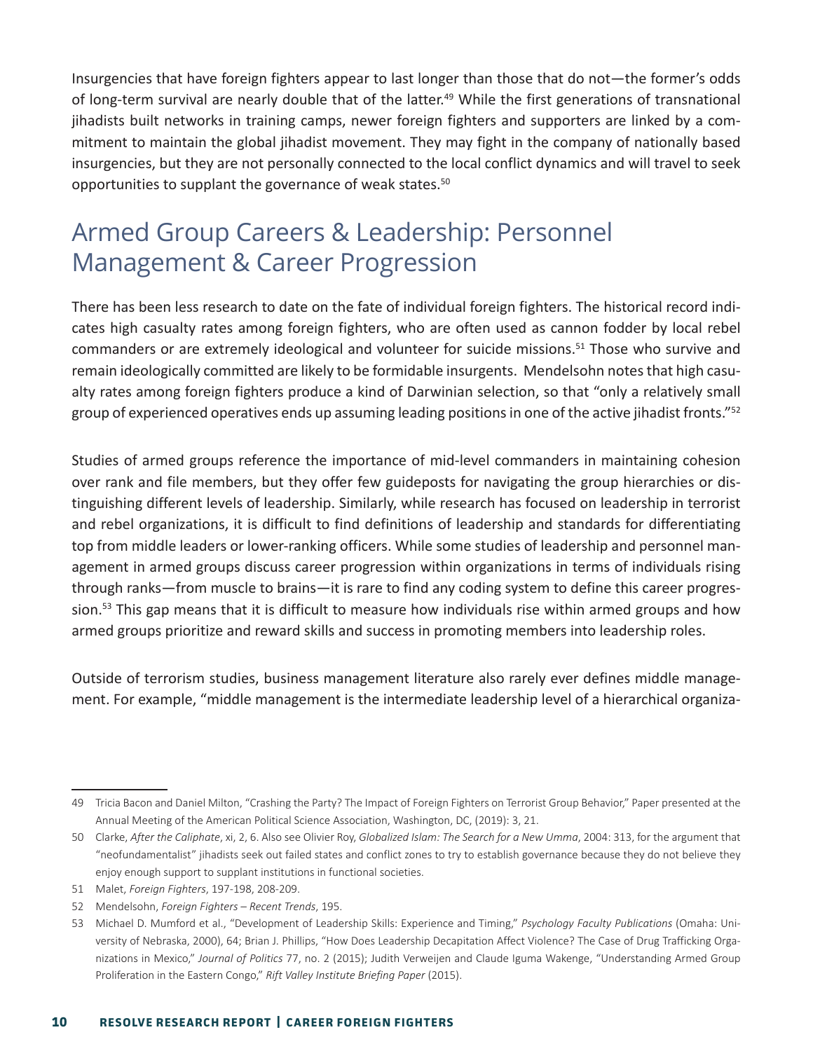Insurgencies that have foreign fighters appear to last longer than those that do not—the former's odds of long-term survival are nearly double that of the latter.[49] While the first generations of transnational jihadists built networks in training camps, newer foreign fighters and supporters are linked by a commitment to maintain the global jihadist movement. They may fight in the company of nationally based insurgencies, but they are not personally connected to the local conflict dynamics and will travel to seek opportunities to supplant the governance of weak states.[50]

## Armed Group Careers & Leadership: Personnel Management & Career Progression

There has been less research to date on the fate of individual foreign fighters. The historical record indicates high casualty rates among foreign fighters, who are often used as cannon fodder by local rebel commanders or are extremely ideological and volunteer for suicide missions.[51] Those who survive and remain ideologically committed are likely to be formidable insurgents. Mendelsohn notes that high casualty rates among foreign fighters produce a kind of Darwinian selection, so that "only a relatively small group of experienced operatives ends up assuming leading positions in one of the active jihadist fronts."[52]

Studies of armed groups reference the importance of mid-level commanders in maintaining cohesion over rank and file members, but they offer few guideposts for navigating the group hierarchies or distinguishing different levels of leadership. Similarly, while research has focused on leadership in terrorist and rebel organizations, it is difficult to find definitions of leadership and standards for differentiating top from middle leaders or lower-ranking officers. While some studies of leadership and personnel management in armed groups discuss career progression within organizations in terms of individuals rising through ranks—from muscle to brains—it is rare to find any coding system to define this career progression.[53] This gap means that it is difficult to measure how individuals rise within armed groups and how armed groups prioritize and reward skills and success in promoting members into leadership roles.

Outside of terrorism studies, business management literature also rarely ever defines middle management. For example, "middle management is the intermediate leadership level of a hierarchical organiza-

---

49 Tricia Bacon and Daniel Milton, "Crashing the Party? The Impact of Foreign Fighters on Terrorist Group Behavior," Paper presented at the Annual Meeting of the American Political Science Association, Washington, DC, (2019): 3, 21.

50 Clarke, *After the Caliphate*, xi, 2, 6. Also see Olivier Roy, *Globalized Islam: The Search for a New Umma*, 2004: 313, for the argument that "neofundamentalist" jihadists seek out failed states and conflict zones to try to establish governance because they do not believe they enjoy enough support to supplant institutions in functional societies.

51 Malet, *Foreign Fighters*, 197-198, 208-209.

52 Mendelsohn, *Foreign Fighters – Recent Trends*, 195.

53 Michael D. Mumford et al., "Development of Leadership Skills: Experience and Timing," *Psychology Faculty Publications* (Omaha: University of Nebraska, 2000), 64; Brian J. Phillips, "How Does Leadership Decapitation Affect Violence? The Case of Drug Trafficking Organizations in Mexico," *Journal of Politics* 77, no. 2 (2015); Judith Verweijen and Claude Iguma Wakenge, "Understanding Armed Group Proliferation in the Eastern Congo," *Rift Valley Institute Briefing Paper* (2015).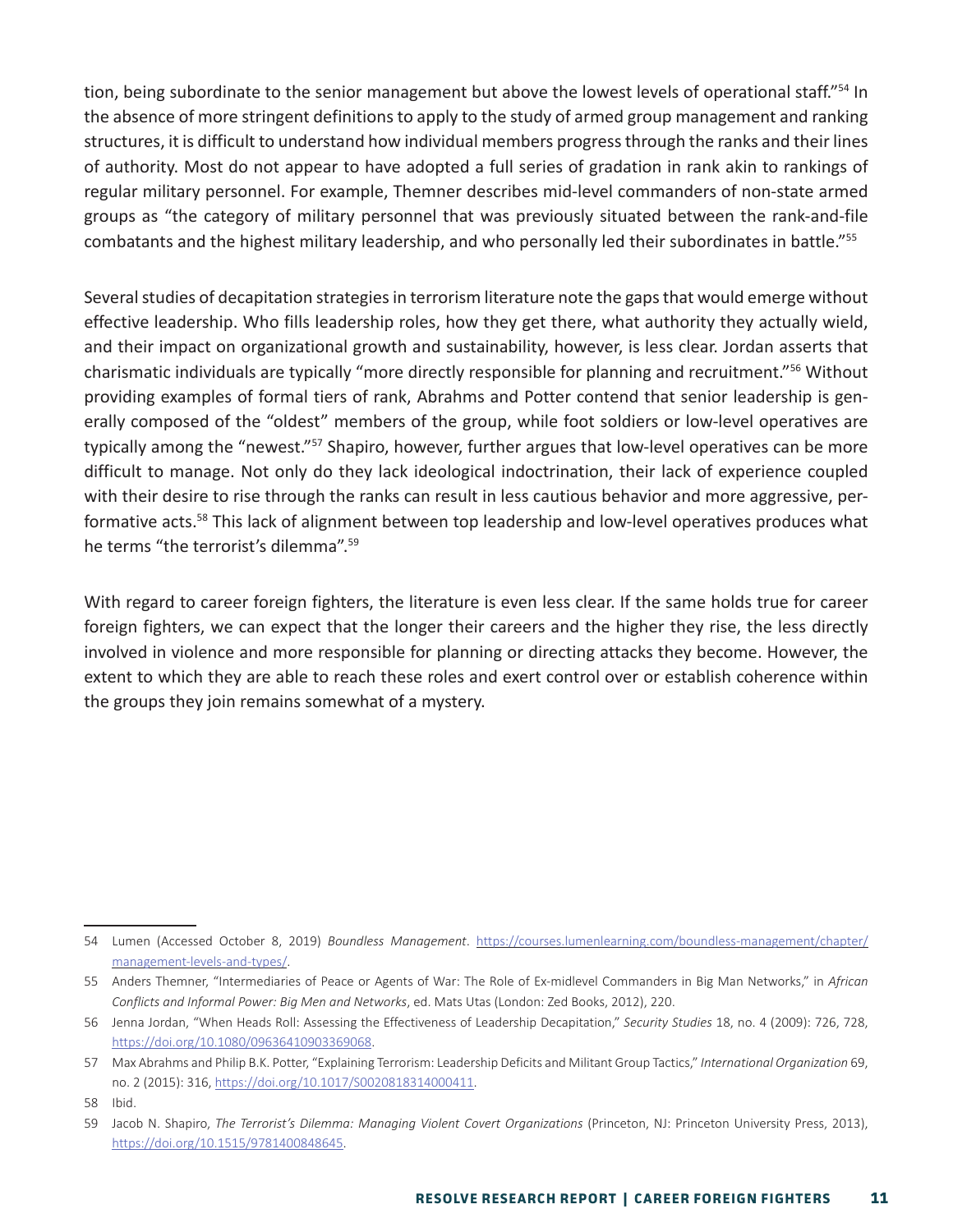tion, being subordinate to the senior management but above the lowest levels of operational staff."[54] In the absence of more stringent definitions to apply to the study of armed group management and ranking structures, it is difficult to understand how individual members progress through the ranks and their lines of authority. Most do not appear to have adopted a full series of gradation in rank akin to rankings of regular military personnel. For example, Themner describes mid-level commanders of non-state armed groups as "the category of military personnel that was previously situated between the rank-and-file combatants and the highest military leadership, and who personally led their subordinates in battle."[55]

Several studies of decapitation strategies in terrorism literature note the gaps that would emerge without effective leadership. Who fills leadership roles, how they get there, what authority they actually wield, and their impact on organizational growth and sustainability, however, is less clear. Jordan asserts that charismatic individuals are typically "more directly responsible for planning and recruitment."[56] Without providing examples of formal tiers of rank, Abrahms and Potter contend that senior leadership is generally composed of the "oldest" members of the group, while foot soldiers or low-level operatives are typically among the "newest."[57] Shapiro, however, further argues that low-level operatives can be more difficult to manage. Not only do they lack ideological indoctrination, their lack of experience coupled with their desire to rise through the ranks can result in less cautious behavior and more aggressive, performative acts.[58] This lack of alignment between top leadership and low-level operatives produces what he terms "the terrorist's dilemma".[59]

With regard to career foreign fighters, the literature is even less clear. If the same holds true for career foreign fighters, we can expect that the longer their careers and the higher they rise, the less directly involved in violence and more responsible for planning or directing attacks they become. However, the extent to which they are able to reach these roles and exert control over or establish coherence within the groups they join remains somewhat of a mystery.

---

54 Lumen (Accessed October 8, 2019) *Boundless Management*. https://courses.lumenlearning.com/boundless-management/chapter/management-levels-and-types/.

55 Anders Themner, "Intermediaries of Peace or Agents of War: The Role of Ex-midlevel Commanders in Big Man Networks," in *African Conflicts and Informal Power: Big Men and Networks*, ed. Mats Utas (London: Zed Books, 2012), 220.

56 Jenna Jordan, "When Heads Roll: Assessing the Effectiveness of Leadership Decapitation," *Security Studies* 18, no. 4 (2009): 726, 728, https://doi.org/10.1080/09636410903369068.

57 Max Abrahms and Philip B.K. Potter, "Explaining Terrorism: Leadership Deficits and Militant Group Tactics," *International Organization* 69, no. 2 (2015): 316, https://doi.org/10.1017/S0020818314000411.

58 Ibid.

59 Jacob N. Shapiro, *The Terrorist's Dilemma: Managing Violent Covert Organizations* (Princeton, NJ: Princeton University Press, 2013), https://doi.org/10.1515/9781400848645.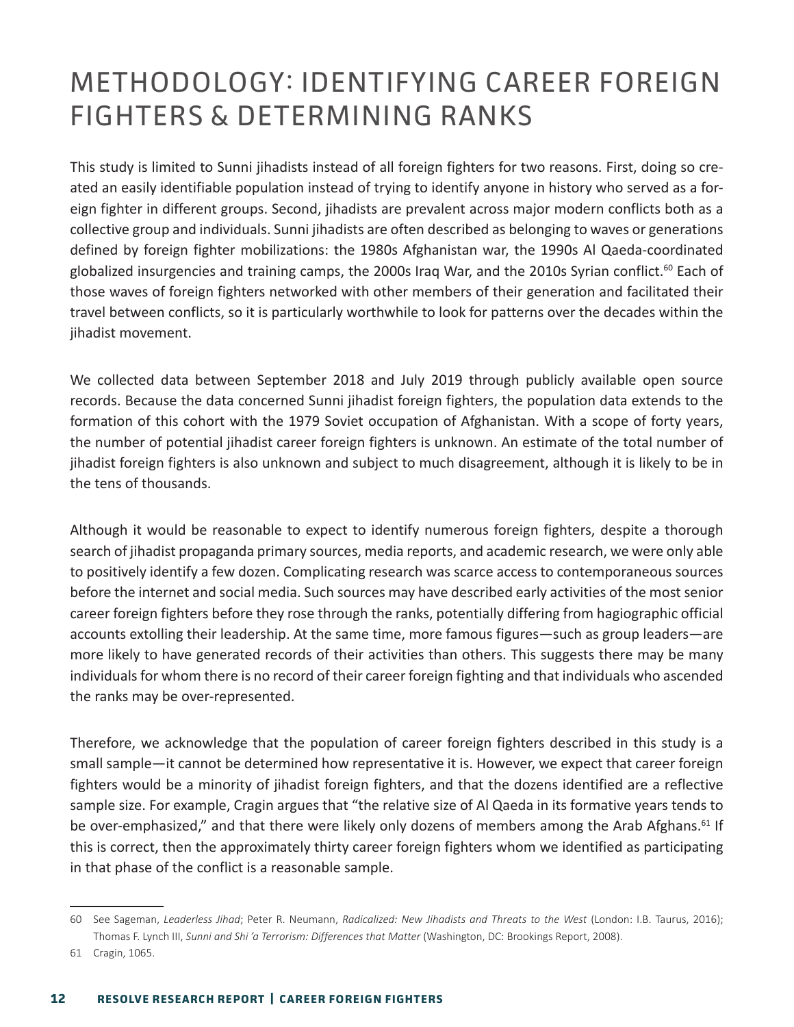# METHODOLOGY: IDENTIFYING CAREER FOREIGN FIGHTERS & DETERMINING RANKS

This study is limited to Sunni jihadists instead of all foreign fighters for two reasons. First, doing so created an easily identifiable population instead of trying to identify anyone in history who served as a foreign fighter in different groups. Second, jihadists are prevalent across major modern conflicts both as a collective group and individuals. Sunni jihadists are often described as belonging to waves or generations defined by foreign fighter mobilizations: the 1980s Afghanistan war, the 1990s Al Qaeda-coordinated globalized insurgencies and training camps, the 2000s Iraq War, and the 2010s Syrian conflict.[60] Each of those waves of foreign fighters networked with other members of their generation and facilitated their travel between conflicts, so it is particularly worthwhile to look for patterns over the decades within the jihadist movement.

We collected data between September 2018 and July 2019 through publicly available open source records. Because the data concerned Sunni jihadist foreign fighters, the population data extends to the formation of this cohort with the 1979 Soviet occupation of Afghanistan. With a scope of forty years, the number of potential jihadist career foreign fighters is unknown. An estimate of the total number of jihadist foreign fighters is also unknown and subject to much disagreement, although it is likely to be in the tens of thousands.

Although it would be reasonable to expect to identify numerous foreign fighters, despite a thorough search of jihadist propaganda primary sources, media reports, and academic research, we were only able to positively identify a few dozen. Complicating research was scarce access to contemporaneous sources before the internet and social media. Such sources may have described early activities of the most senior career foreign fighters before they rose through the ranks, potentially differing from hagiographic official accounts extolling their leadership. At the same time, more famous figures—such as group leaders—are more likely to have generated records of their activities than others. This suggests there may be many individuals for whom there is no record of their career foreign fighting and that individuals who ascended the ranks may be over-represented.

Therefore, we acknowledge that the population of career foreign fighters described in this study is a small sample—it cannot be determined how representative it is. However, we expect that career foreign fighters would be a minority of jihadist foreign fighters, and that the dozens identified are a reflective sample size. For example, Cragin argues that "the relative size of Al Qaeda in its formative years tends to be over-emphasized," and that there were likely only dozens of members among the Arab Afghans.[61] If this is correct, then the approximately thirty career foreign fighters whom we identified as participating in that phase of the conflict is a reasonable sample.

---

60 See Sageman, *Leaderless Jihad*; Peter R. Neumann, *Radicalized: New Jihadists and Threats to the West* (London: I.B. Taurus, 2016); Thomas F. Lynch III, *Sunni and Shi 'a Terrorism: Differences that Matter* (Washington, DC: Brookings Report, 2008).

61 Cragin, 1065.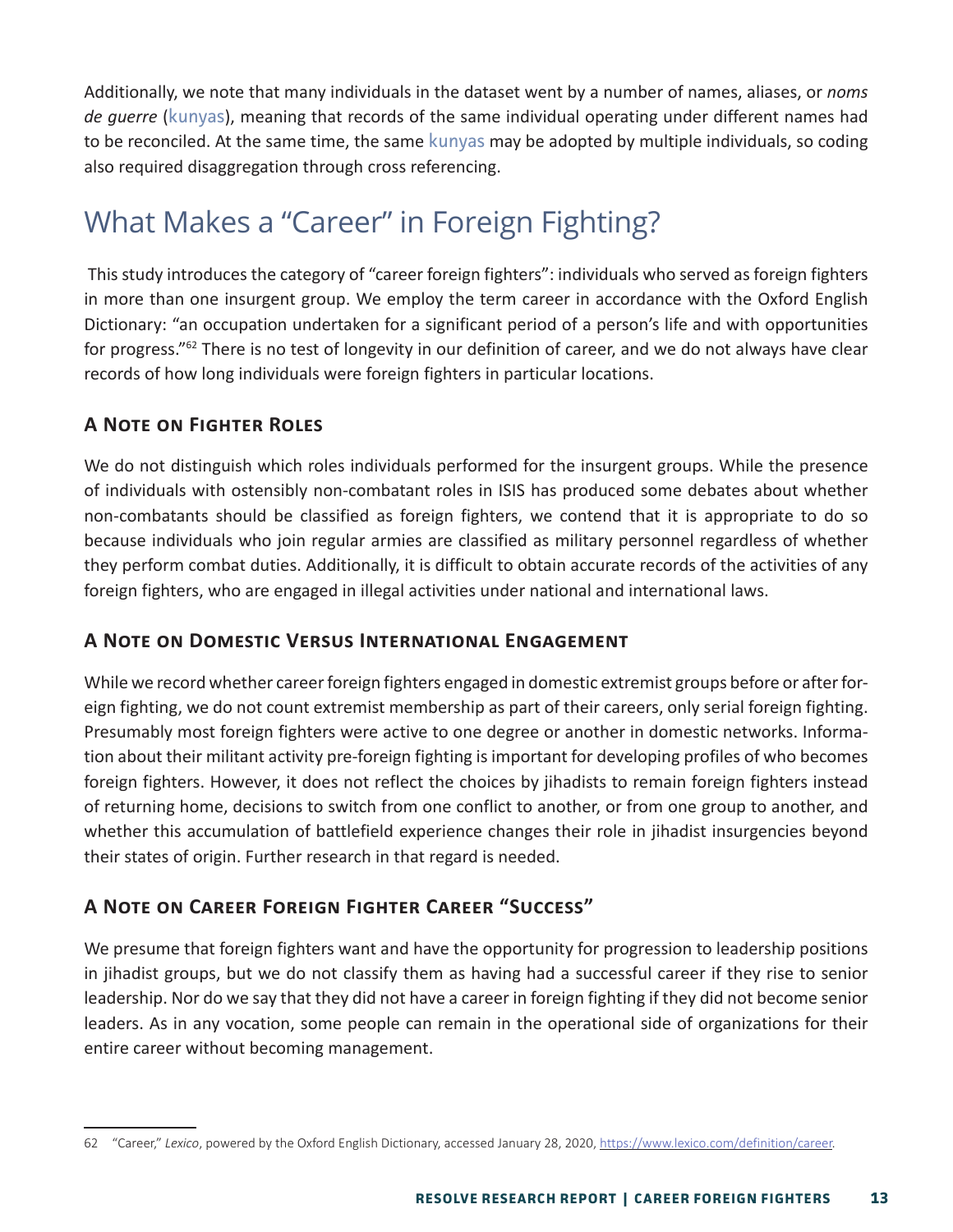Additionally, we note that many individuals in the dataset went by a number of names, aliases, or *noms de guerre* (kunyas), meaning that records of the same individual operating under different names had to be reconciled. At the same time, the same kunyas may be adopted by multiple individuals, so coding also required disaggregation through cross referencing.

# What Makes a "Career" in Foreign Fighting?

This study introduces the category of "career foreign fighters": individuals who served as foreign fighters in more than one insurgent group. We employ the term career in accordance with the Oxford English Dictionary: "an occupation undertaken for a significant period of a person's life and with opportunities for progress."[62] There is no test of longevity in our definition of career, and we do not always have clear records of how long individuals were foreign fighters in particular locations.

## A Note on Fighter Roles

We do not distinguish which roles individuals performed for the insurgent groups. While the presence of individuals with ostensibly non-combatant roles in ISIS has produced some debates about whether non-combatants should be classified as foreign fighters, we contend that it is appropriate to do so because individuals who join regular armies are classified as military personnel regardless of whether they perform combat duties. Additionally, it is difficult to obtain accurate records of the activities of any foreign fighters, who are engaged in illegal activities under national and international laws.

## A Note on Domestic Versus International Engagement

While we record whether career foreign fighters engaged in domestic extremist groups before or after foreign fighting, we do not count extremist membership as part of their careers, only serial foreign fighting. Presumably most foreign fighters were active to one degree or another in domestic networks. Information about their militant activity pre-foreign fighting is important for developing profiles of who becomes foreign fighters. However, it does not reflect the choices by jihadists to remain foreign fighters instead of returning home, decisions to switch from one conflict to another, or from one group to another, and whether this accumulation of battlefield experience changes their role in jihadist insurgencies beyond their states of origin. Further research in that regard is needed.

## A Note on Career Foreign Fighter Career "Success"

We presume that foreign fighters want and have the opportunity for progression to leadership positions in jihadist groups, but we do not classify them as having had a successful career if they rise to senior leadership. Nor do we say that they did not have a career in foreign fighting if they did not become senior leaders. As in any vocation, some people can remain in the operational side of organizations for their entire career without becoming management.

---

62 "Career," *Lexico*, powered by the Oxford English Dictionary, accessed January 28, 2020, https://www.lexico.com/definition/career.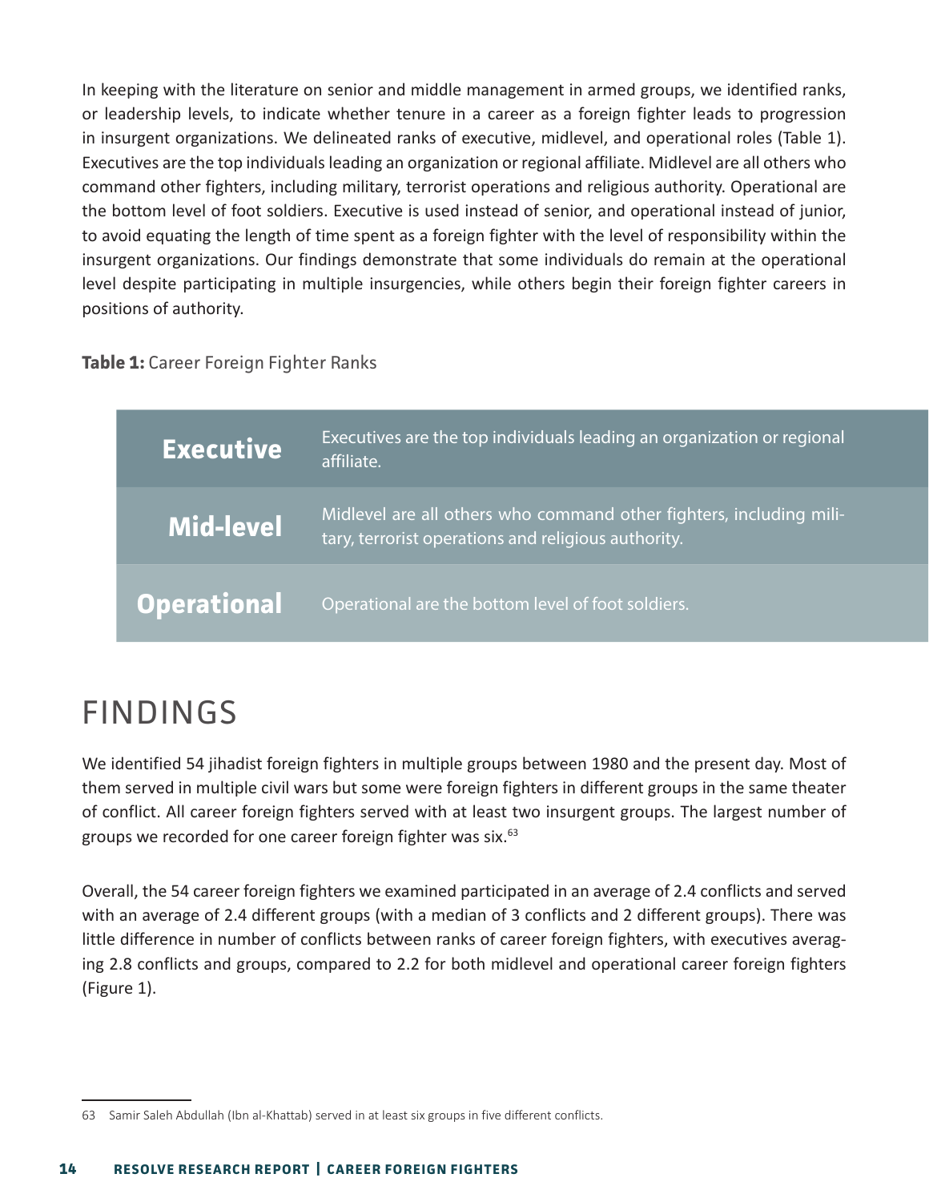In keeping with the literature on senior and middle management in armed groups, we identified ranks, or leadership levels, to indicate whether tenure in a career as a foreign fighter leads to progression in insurgent organizations. We delineated ranks of executive, midlevel, and operational roles (Table 1). Executives are the top individuals leading an organization or regional affiliate. Midlevel are all others who command other fighters, including military, terrorist operations and religious authority. Operational are the bottom level of foot soldiers. Executive is used instead of senior, and operational instead of junior, to avoid equating the length of time spent as a foreign fighter with the level of responsibility within the insurgent organizations. Our findings demonstrate that some individuals do remain at the operational level despite participating in multiple insurgencies, while others begin their foreign fighter careers in positions of authority.

**Table 1:** Career Foreign Fighter Ranks

| Rank | Description |
|---|---|
| **Executive** | Executives are the top individuals leading an organization or regional affiliate. |
| **Mid-level** | Midlevel are all others who command other fighters, including military, terrorist operations and religious authority. |
| **Operational** | Operational are the bottom level of foot soldiers. |

# FINDINGS

We identified 54 jihadist foreign fighters in multiple groups between 1980 and the present day. Most of them served in multiple civil wars but some were foreign fighters in different groups in the same theater of conflict. All career foreign fighters served with at least two insurgent groups. The largest number of groups we recorded for one career foreign fighter was six.[63]

Overall, the 54 career foreign fighters we examined participated in an average of 2.4 conflicts and served with an average of 2.4 different groups (with a median of 3 conflicts and 2 different groups). There was little difference in number of conflicts between ranks of career foreign fighters, with executives averaging 2.8 conflicts and groups, compared to 2.2 for both midlevel and operational career foreign fighters (Figure 1).

63 Samir Saleh Abdullah (Ibn al-Khattab) served in at least six groups in five different conflicts.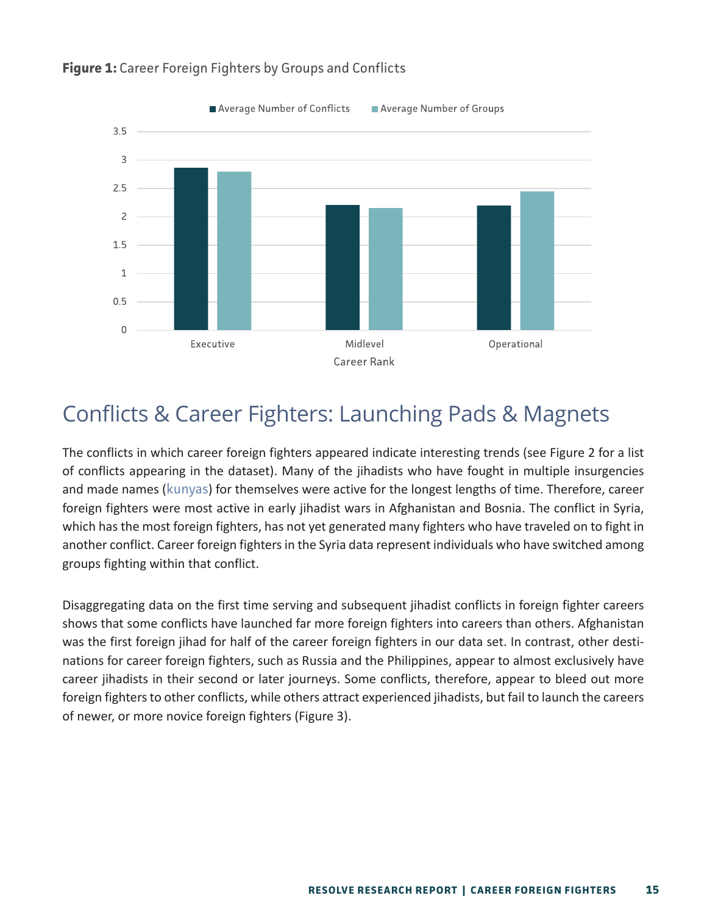**Figure 1:** Career Foreign Fighters by Groups and Conflicts

## Conflicts & Career Fighters: Launching Pads & Magnets

The conflicts in which career foreign fighters appeared indicate interesting trends (see Figure 2 for a list of conflicts appearing in the dataset). Many of the jihadists who have fought in multiple insurgencies and made names (kunyas) for themselves were active for the longest lengths of time. Therefore, career foreign fighters were most active in early jihadist wars in Afghanistan and Bosnia. The conflict in Syria, which has the most foreign fighters, has not yet generated many fighters who have traveled on to fight in another conflict. Career foreign fighters in the Syria data represent individuals who have switched among groups fighting within that conflict.

Disaggregating data on the first time serving and subsequent jihadist conflicts in foreign fighter careers shows that some conflicts have launched far more foreign fighters into careers than others. Afghanistan was the first foreign jihad for half of the career foreign fighters in our data set. In contrast, other destinations for career foreign fighters, such as Russia and the Philippines, appear to almost exclusively have career jihadists in their second or later journeys. Some conflicts, therefore, appear to bleed out more foreign fighters to other conflicts, while others attract experienced jihadists, but fail to launch the careers of newer, or more novice foreign fighters (Figure 3).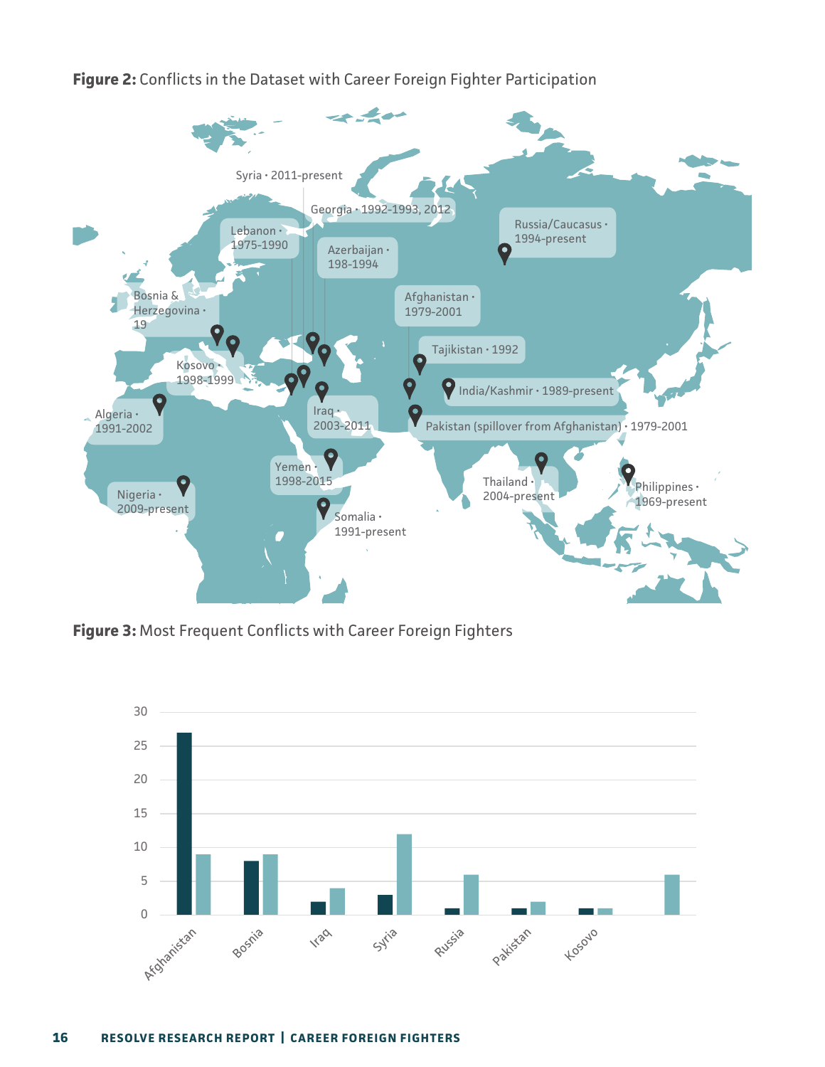**Figure 2:** Conflicts in the Dataset with Career Foreign Fighter Participation

Syria · 2011-present

Georgia · 1992-1993, 2012

Lebanon · 1975-1990

Azerbaijan · 198-1994

Russia/Caucasus · 1994-present

Bosnia & Herzegovina · 19

Afghanistan · 1979-2001

Tajikistan · 1992

Kosovo · 1998-1999

India/Kashmir · 1989-present

Algeria · 1991-2002

Iraq · 2003-2011

Pakistan (spillover from Afghanistan) · 1979-2001

Yemen · 1998-2015

Thailand · 2004-present

Philippines · 1969-present

Nigeria · 2009-present

Somalia · 1991-present

**Figure 3:** Most Frequent Conflicts with Career Foreign Fighters

30
25
20
15
10
5
0

Afghanistan
Bosnia
Iraq
Syria
Russia
Pakistan
Kosovo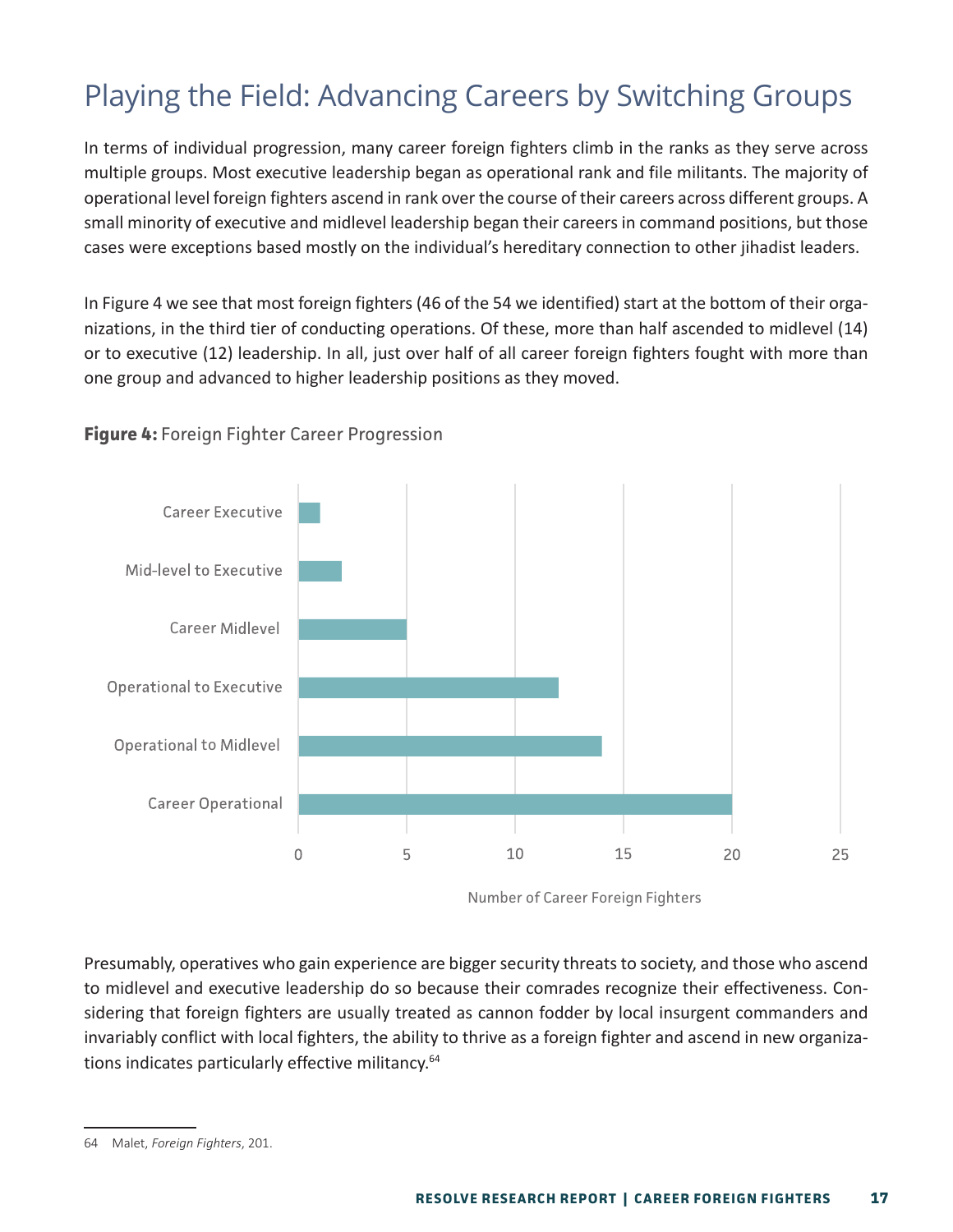# Playing the Field: Advancing Careers by Switching Groups

In terms of individual progression, many career foreign fighters climb in the ranks as they serve across multiple groups. Most executive leadership began as operational rank and file militants. The majority of operational level foreign fighters ascend in rank over the course of their careers across different groups. A small minority of executive and midlevel leadership began their careers in command positions, but those cases were exceptions based mostly on the individual's hereditary connection to other jihadist leaders.

In Figure 4 we see that most foreign fighters (46 of the 54 we identified) start at the bottom of their organizations, in the third tier of conducting operations. Of these, more than half ascended to midlevel (14) or to executive (12) leadership. In all, just over half of all career foreign fighters fought with more than one group and advanced to higher leadership positions as they moved.

**Figure 4:** Foreign Fighter Career Progression

| Category | Number of Career Foreign Fighters |
|---|---|
| Career Executive | 1 |
| Mid-level to Executive | 2 |
| Career Midlevel | 5 |
| Operational to Executive | 12 |
| Operational to Midlevel | 14 |
| Career Operational | 20 |

Presumably, operatives who gain experience are bigger security threats to society, and those who ascend to midlevel and executive leadership do so because their comrades recognize their effectiveness. Considering that foreign fighters are usually treated as cannon fodder by local insurgent commanders and invariably conflict with local fighters, the ability to thrive as a foreign fighter and ascend in new organizations indicates particularly effective militancy.[64]

64 Malet, *Foreign Fighters*, 201.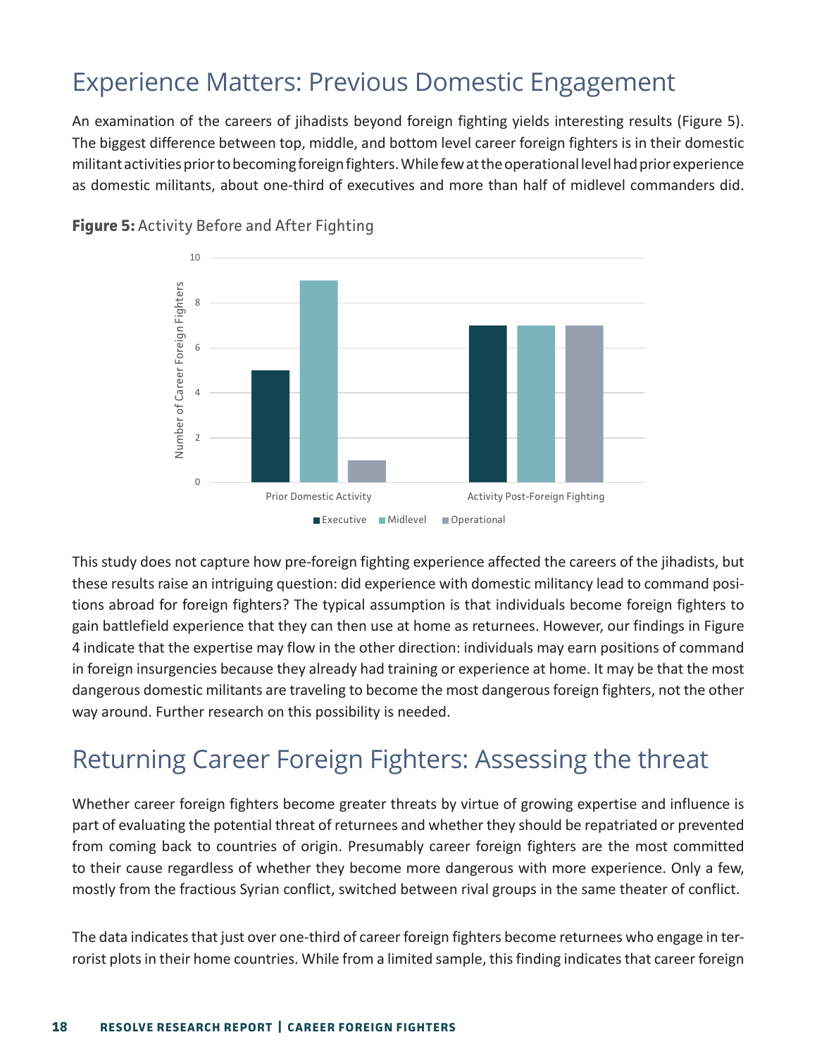## Experience Matters: Previous Domestic Engagement

An examination of the careers of jihadists beyond foreign fighting yields interesting results (Figure 5). The biggest difference between top, middle, and bottom level career foreign fighters is in their domestic militant activities prior to becoming foreign fighters. While few at the operational level had prior experience as domestic militants, about one-third of executives and more than half of midlevel commanders did.

**Figure 5:** Activity Before and After Fighting

This study does not capture how pre-foreign fighting experience affected the careers of the jihadists, but these results raise an intriguing question: did experience with domestic militancy lead to command positions abroad for foreign fighters? The typical assumption is that individuals become foreign fighters to gain battlefield experience that they can then use at home as returnees. However, our findings in Figure 4 indicate that the expertise may flow in the other direction: individuals may earn positions of command in foreign insurgencies because they already had training or experience at home. It may be that the most dangerous domestic militants are traveling to become the most dangerous foreign fighters, not the other way around. Further research on this possibility is needed.

## Returning Career Foreign Fighters: Assessing the threat

Whether career foreign fighters become greater threats by virtue of growing expertise and influence is part of evaluating the potential threat of returnees and whether they should be repatriated or prevented from coming back to countries of origin. Presumably career foreign fighters are the most committed to their cause regardless of whether they become more dangerous with more experience. Only a few, mostly from the fractious Syrian conflict, switched between rival groups in the same theater of conflict.

The data indicates that just over one-third of career foreign fighters become returnees who engage in terrorist plots in their home countries. While from a limited sample, this finding indicates that career foreign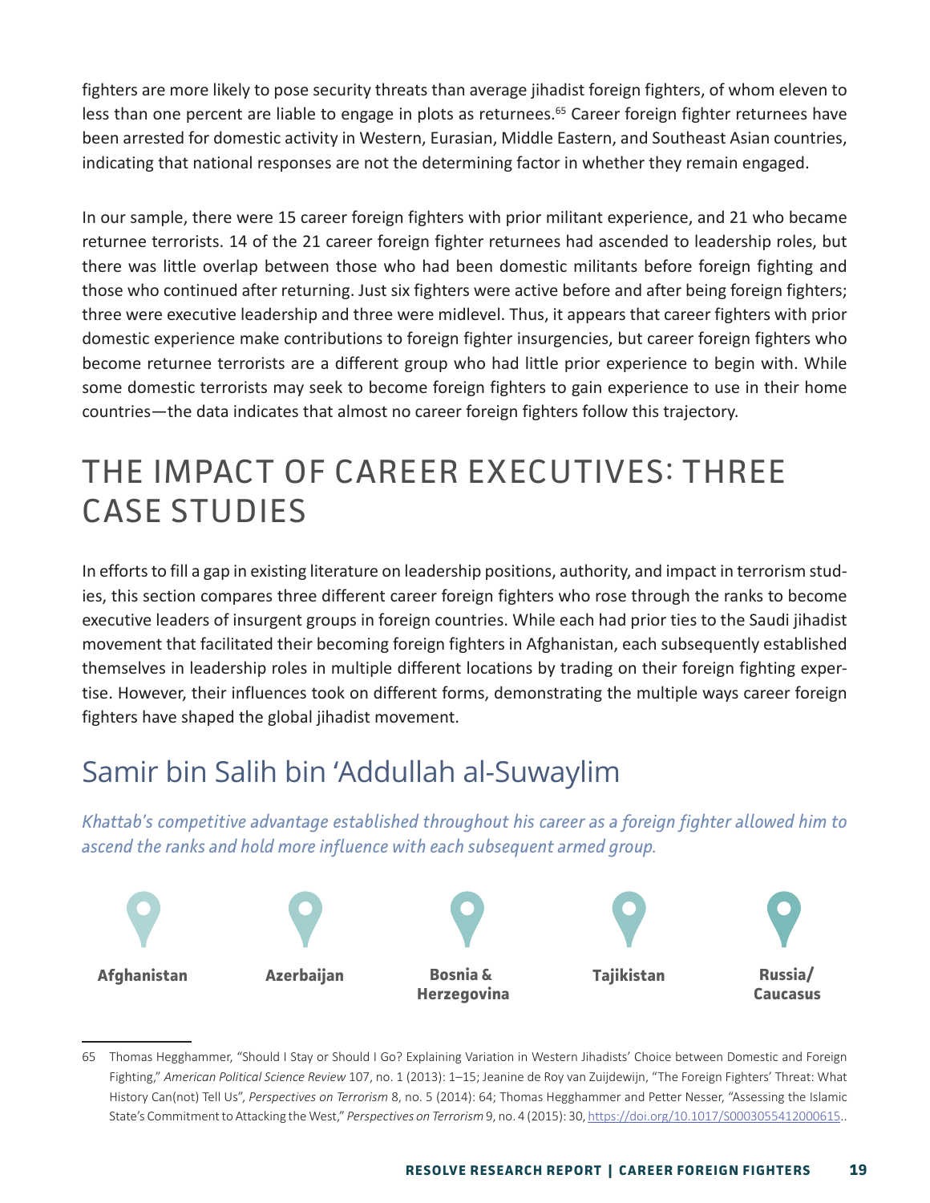fighters are more likely to pose security threats than average jihadist foreign fighters, of whom eleven to less than one percent are liable to engage in plots as returnees.[65] Career foreign fighter returnees have been arrested for domestic activity in Western, Eurasian, Middle Eastern, and Southeast Asian countries, indicating that national responses are not the determining factor in whether they remain engaged.

In our sample, there were 15 career foreign fighters with prior militant experience, and 21 who became returnee terrorists. 14 of the 21 career foreign fighter returnees had ascended to leadership roles, but there was little overlap between those who had been domestic militants before foreign fighting and those who continued after returning. Just six fighters were active before and after being foreign fighters; three were executive leadership and three were midlevel. Thus, it appears that career fighters with prior domestic experience make contributions to foreign fighter insurgencies, but career foreign fighters who become returnee terrorists are a different group who had little prior experience to begin with. While some domestic terrorists may seek to become foreign fighters to gain experience to use in their home countries—the data indicates that almost no career foreign fighters follow this trajectory.

# THE IMPACT OF CAREER EXECUTIVES: THREE CASE STUDIES

In efforts to fill a gap in existing literature on leadership positions, authority, and impact in terrorism studies, this section compares three different career foreign fighters who rose through the ranks to become executive leaders of insurgent groups in foreign countries. While each had prior ties to the Saudi jihadist movement that facilitated their becoming foreign fighters in Afghanistan, each subsequently established themselves in leadership roles in multiple different locations by trading on their foreign fighting expertise. However, their influences took on different forms, demonstrating the multiple ways career foreign fighters have shaped the global jihadist movement.

## Samir bin Salih bin 'Addullah al-Suwaylim

*Khattab's competitive advantage established throughout his career as a foreign fighter allowed him to ascend the ranks and hold more influence with each subsequent armed group.*

**Afghanistan** | **Azerbaijan** | **Bosnia & Herzegovina** | **Tajikistan** | **Russia/ Caucasus**

65 Thomas Hegghammer, "Should I Stay or Should I Go? Explaining Variation in Western Jihadists' Choice between Domestic and Foreign Fighting," *American Political Science Review* 107, no. 1 (2013): 1–15; Jeanine de Roy van Zuijdewijn, "The Foreign Fighters' Threat: What History Can(not) Tell Us", *Perspectives on Terrorism* 8, no. 5 (2014): 64; Thomas Hegghammer and Petter Nesser, "Assessing the Islamic State's Commitment to Attacking the West," *Perspectives on Terrorism* 9, no. 4 (2015): 30, https://doi.org/10.1017/S0003055412000615..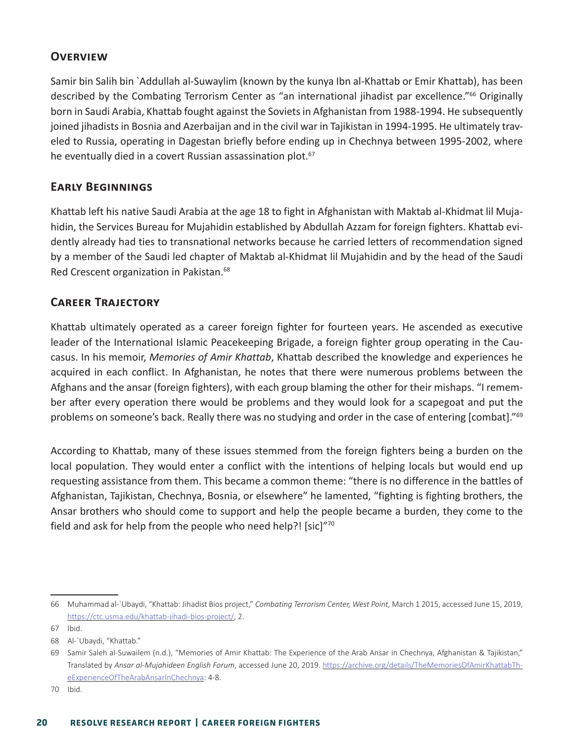## Overview

Samir bin Salih bin `Addullah al-Suwaylim (known by the kunya Ibn al-Khattab or Emir Khattab), has been described by the Combating Terrorism Center as "an international jihadist par excellence."[66] Originally born in Saudi Arabia, Khattab fought against the Soviets in Afghanistan from 1988-1994. He subsequently joined jihadists in Bosnia and Azerbaijan and in the civil war in Tajikistan in 1994-1995. He ultimately traveled to Russia, operating in Dagestan briefly before ending up in Chechnya between 1995-2002, where he eventually died in a covert Russian assassination plot.[67]

## Early Beginnings

Khattab left his native Saudi Arabia at the age 18 to fight in Afghanistan with Maktab al-Khidmat lil Mujahidin, the Services Bureau for Mujahidin established by Abdullah Azzam for foreign fighters. Khattab evidently already had ties to transnational networks because he carried letters of recommendation signed by a member of the Saudi led chapter of Maktab al-Khidmat lil Mujahidin and by the head of the Saudi Red Crescent organization in Pakistan.[68]

## Career Trajectory

Khattab ultimately operated as a career foreign fighter for fourteen years. He ascended as executive leader of the International Islamic Peacekeeping Brigade, a foreign fighter group operating in the Caucasus. In his memoir, *Memories of Amir Khattab*, Khattab described the knowledge and experiences he acquired in each conflict. In Afghanistan, he notes that there were numerous problems between the Afghans and the ansar (foreign fighters), with each group blaming the other for their mishaps. "I remember after every operation there would be problems and they would look for a scapegoat and put the problems on someone's back. Really there was no studying and order in the case of entering [combat]."[69]

According to Khattab, many of these issues stemmed from the foreign fighters being a burden on the local population. They would enter a conflict with the intentions of helping locals but would end up requesting assistance from them. This became a common theme: "there is no difference in the battles of Afghanistan, Tajikistan, Chechnya, Bosnia, or elsewhere" he lamented, "fighting is fighting brothers, the Ansar brothers who should come to support and help the people became a burden, they come to the field and ask for help from the people who need help?! [sic]"[70]

---

66 Muhammad al-`Ubaydi, "Khattab: Jihadist Bios project," *Combating Terrorism Center, West Point,* March 1 2015, accessed June 15, 2019, https://ctc.usma.edu/khattab-jihadi-bios-project/, 2.

67 Ibid.

68 Al-`Ubaydi, "Khattab."

69 Samir Saleh al-Suwailem (n.d.), "Memories of Amir Khattab: The Experience of the Arab Ansar in Chechnya, Afghanistan & Tajikistan," Translated by *Ansar al-Mujahideen English Forum*, accessed June 20, 2019. https://archive.org/details/TheMemoriesOfAmirKhattabTheExperienceOfTheArabAnsarInChechnya: 4-8.

70 Ibid.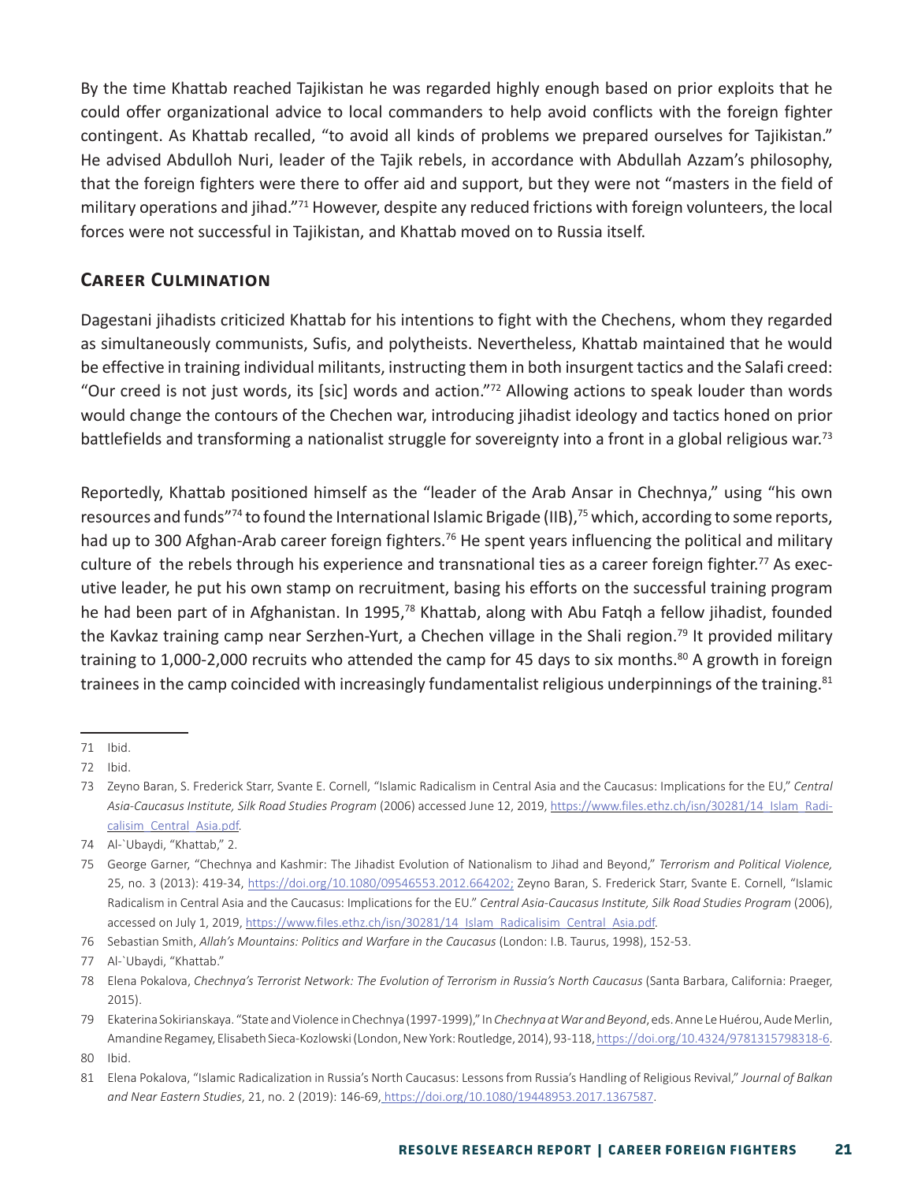By the time Khattab reached Tajikistan he was regarded highly enough based on prior exploits that he could offer organizational advice to local commanders to help avoid conflicts with the foreign fighter contingent. As Khattab recalled, "to avoid all kinds of problems we prepared ourselves for Tajikistan." He advised Abdulloh Nuri, leader of the Tajik rebels, in accordance with Abdullah Azzam's philosophy, that the foreign fighters were there to offer aid and support, but they were not "masters in the field of military operations and jihad."[71] However, despite any reduced frictions with foreign volunteers, the local forces were not successful in Tajikistan, and Khattab moved on to Russia itself.

## Career Culmination

Dagestani jihadists criticized Khattab for his intentions to fight with the Chechens, whom they regarded as simultaneously communists, Sufis, and polytheists. Nevertheless, Khattab maintained that he would be effective in training individual militants, instructing them in both insurgent tactics and the Salafi creed: "Our creed is not just words, its [sic] words and action."[72] Allowing actions to speak louder than words would change the contours of the Chechen war, introducing jihadist ideology and tactics honed on prior battlefields and transforming a nationalist struggle for sovereignty into a front in a global religious war.[73]

Reportedly, Khattab positioned himself as the "leader of the Arab Ansar in Chechnya," using "his own resources and funds"[74] to found the International Islamic Brigade (IIB),[75] which, according to some reports, had up to 300 Afghan-Arab career foreign fighters.[76] He spent years influencing the political and military culture of the rebels through his experience and transnational ties as a career foreign fighter.[77] As executive leader, he put his own stamp on recruitment, basing his efforts on the successful training program he had been part of in Afghanistan. In 1995,[78] Khattab, along with Abu Fatqh a fellow jihadist, founded the Kavkaz training camp near Serzhen-Yurt, a Chechen village in the Shali region.[79] It provided military training to 1,000-2,000 recruits who attended the camp for 45 days to six months.[80] A growth in foreign trainees in the camp coincided with increasingly fundamentalist religious underpinnings of the training.[81]

---

71 Ibid.

72 Ibid.

73 Zeyno Baran, S. Frederick Starr, Svante E. Cornell, "Islamic Radicalism in Central Asia and the Caucasus: Implications for the EU," *Central Asia-Caucasus Institute, Silk Road Studies Program* (2006) accessed June 12, 2019, https://www.files.ethz.ch/isn/30281/14_Islam_Radicalisim_Central_Asia.pdf.

74 Al-`Ubaydi, "Khattab," 2.

75 George Garner, "Chechnya and Kashmir: The Jihadist Evolution of Nationalism to Jihad and Beyond," *Terrorism and Political Violence,* 25, no. 3 (2013): 419-34, https://doi.org/10.1080/09546553.2012.664202; Zeyno Baran, S. Frederick Starr, Svante E. Cornell, "Islamic Radicalism in Central Asia and the Caucasus: Implications for the EU." *Central Asia-Caucasus Institute, Silk Road Studies Program* (2006), accessed on July 1, 2019, https://www.files.ethz.ch/isn/30281/14_Islam_Radicalisim_Central_Asia.pdf.

76 Sebastian Smith, *Allah's Mountains: Politics and Warfare in the Caucasus* (London: I.B. Taurus, 1998), 152-53.

77 Al-`Ubaydi, "Khattab."

78 Elena Pokalova, *Chechnya's Terrorist Network: The Evolution of Terrorism in Russia's North Caucasus* (Santa Barbara, California: Praeger, 2015).

79 Ekaterina Sokirianskaya. "State and Violence in Chechnya (1997-1999)," In *Chechnya at War and Beyond*, eds. Anne Le Huérou, Aude Merlin, Amandine Regamey, Elisabeth Sieca-Kozlowski (London, New York: Routledge, 2014), 93-118, https://doi.org/10.4324/9781315798318-6.

80 Ibid.

81 Elena Pokalova, "Islamic Radicalization in Russia's North Caucasus: Lessons from Russia's Handling of Religious Revival," *Journal of Balkan and Near Eastern Studies*, 21, no. 2 (2019): 146-69, https://doi.org/10.1080/19448953.2017.1367587.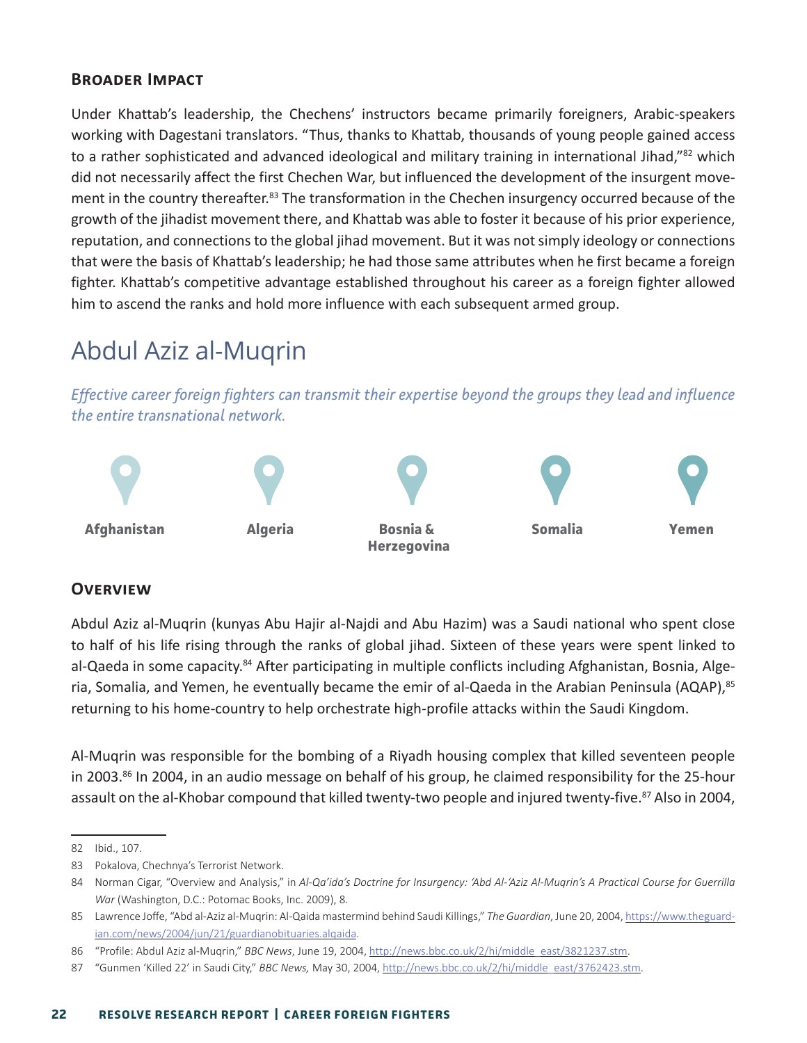### Broader Impact

Under Khattab's leadership, the Chechens' instructors became primarily foreigners, Arabic-speakers working with Dagestani translators. "Thus, thanks to Khattab, thousands of young people gained access to a rather sophisticated and advanced ideological and military training in international Jihad,"[82] which did not necessarily affect the first Chechen War, but influenced the development of the insurgent movement in the country thereafter.[83] The transformation in the Chechen insurgency occurred because of the growth of the jihadist movement there, and Khattab was able to foster it because of his prior experience, reputation, and connections to the global jihad movement. But it was not simply ideology or connections that were the basis of Khattab's leadership; he had those same attributes when he first became a foreign fighter. Khattab's competitive advantage established throughout his career as a foreign fighter allowed him to ascend the ranks and hold more influence with each subsequent armed group.

## Abdul Aziz al-Muqrin

*Effective career foreign fighters can transmit their expertise beyond the groups they lead and influence the entire transnational network.*

**Afghanistan** **Algeria** **Bosnia & Herzegovina** **Somalia** **Yemen**

### Overview

Abdul Aziz al-Muqrin (kunyas Abu Hajir al-Najdi and Abu Hazim) was a Saudi national who spent close to half of his life rising through the ranks of global jihad. Sixteen of these years were spent linked to al-Qaeda in some capacity.[84] After participating in multiple conflicts including Afghanistan, Bosnia, Algeria, Somalia, and Yemen, he eventually became the emir of al-Qaeda in the Arabian Peninsula (AQAP),[85] returning to his home-country to help orchestrate high-profile attacks within the Saudi Kingdom.

Al-Muqrin was responsible for the bombing of a Riyadh housing complex that killed seventeen people in 2003.[86] In 2004, in an audio message on behalf of his group, he claimed responsibility for the 25-hour assault on the al-Khobar compound that killed twenty-two people and injured twenty-five.[87] Also in 2004,

---

82 Ibid., 107.

83 Pokalova, Chechnya's Terrorist Network.

84 Norman Cigar, "Overview and Analysis," in *Al-Qa'ida's Doctrine for Insurgency: 'Abd Al-'Aziz Al-Muqrin's A Practical Course for Guerrilla War* (Washington, D.C.: Potomac Books, Inc. 2009), 8.

85 Lawrence Joffe, "Abd al-Aziz al-Muqrin: Al-Qaida mastermind behind Saudi Killings," *The Guardian*, June 20, 2004, https://www.theguardian.com/news/2004/jun/21/guardianobituaries.alqaida.

86 "Profile: Abdul Aziz al-Muqrin," *BBC News*, June 19, 2004, http://news.bbc.co.uk/2/hi/middle_east/3821237.stm.

87 "Gunmen 'Killed 22' in Saudi City," *BBC News,* May 30, 2004, http://news.bbc.co.uk/2/hi/middle_east/3762423.stm.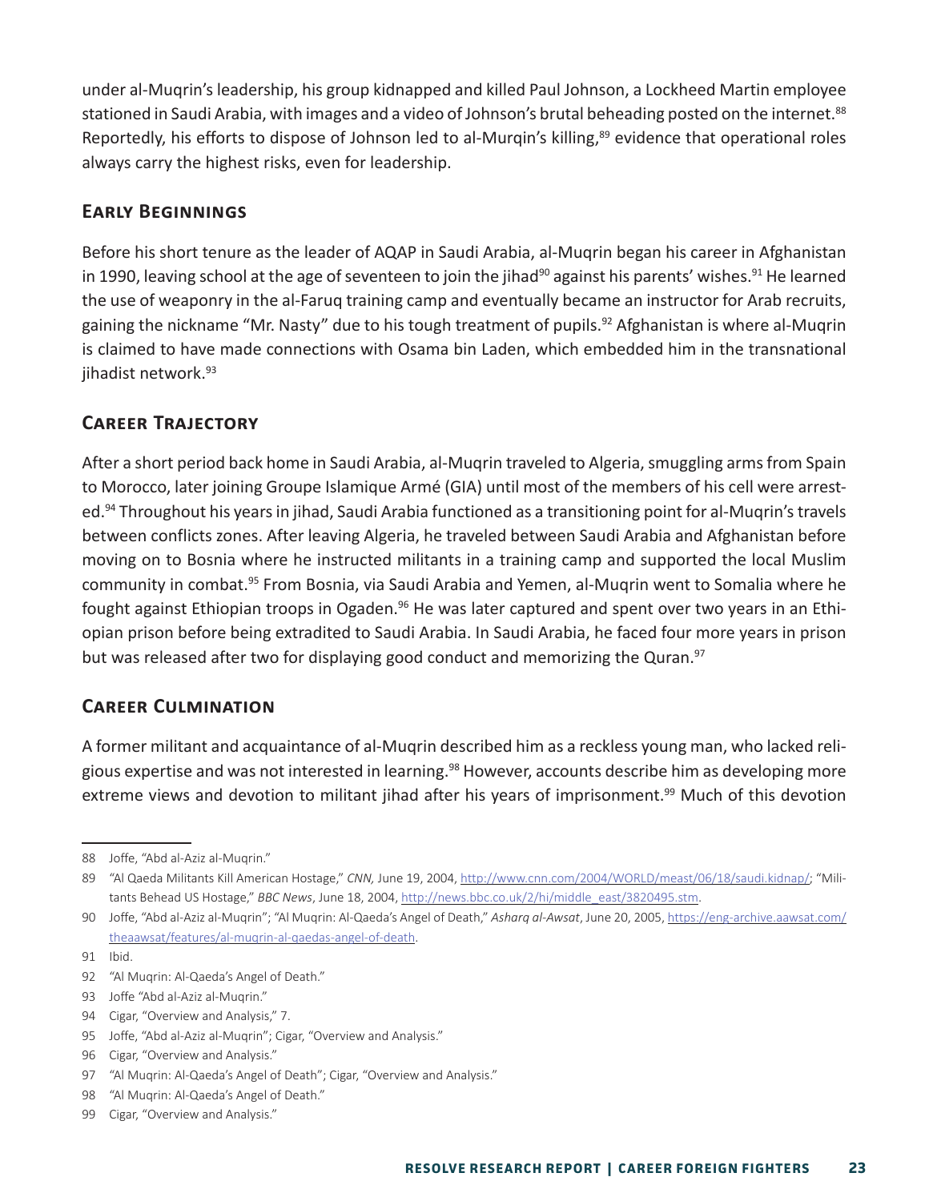under al-Muqrin's leadership, his group kidnapped and killed Paul Johnson, a Lockheed Martin employee stationed in Saudi Arabia, with images and a video of Johnson's brutal beheading posted on the internet.[88] Reportedly, his efforts to dispose of Johnson led to al-Murqin's killing,[89] evidence that operational roles always carry the highest risks, even for leadership.

## Early Beginnings

Before his short tenure as the leader of AQAP in Saudi Arabia, al-Muqrin began his career in Afghanistan in 1990, leaving school at the age of seventeen to join the jihad[90] against his parents' wishes.[91] He learned the use of weaponry in the al-Faruq training camp and eventually became an instructor for Arab recruits, gaining the nickname "Mr. Nasty" due to his tough treatment of pupils.[92] Afghanistan is where al-Muqrin is claimed to have made connections with Osama bin Laden, which embedded him in the transnational jihadist network.[93]

## Career Trajectory

After a short period back home in Saudi Arabia, al-Muqrin traveled to Algeria, smuggling arms from Spain to Morocco, later joining Groupe Islamique Armé (GIA) until most of the members of his cell were arrested.[94] Throughout his years in jihad, Saudi Arabia functioned as a transitioning point for al-Muqrin's travels between conflicts zones. After leaving Algeria, he traveled between Saudi Arabia and Afghanistan before moving on to Bosnia where he instructed militants in a training camp and supported the local Muslim community in combat.[95] From Bosnia, via Saudi Arabia and Yemen, al-Muqrin went to Somalia where he fought against Ethiopian troops in Ogaden.[96] He was later captured and spent over two years in an Ethiopian prison before being extradited to Saudi Arabia. In Saudi Arabia, he faced four more years in prison but was released after two for displaying good conduct and memorizing the Quran.[97]

## Career Culmination

A former militant and acquaintance of al-Muqrin described him as a reckless young man, who lacked religious expertise and was not interested in learning.[98] However, accounts describe him as developing more extreme views and devotion to militant jihad after his years of imprisonment.[99] Much of this devotion

---

88 Joffe, "Abd al-Aziz al-Muqrin."

89 "Al Qaeda Militants Kill American Hostage," *CNN,* June 19, 2004, http://www.cnn.com/2004/WORLD/meast/06/18/saudi.kidnap/; "Militants Behead US Hostage," *BBC News*, June 18, 2004, http://news.bbc.co.uk/2/hi/middle_east/3820495.stm.

90 Joffe, "Abd al-Aziz al-Muqrin"; "Al Muqrin: Al-Qaeda's Angel of Death," *Asharq al-Awsat*, June 20, 2005, https://eng-archive.aawsat.com/theaawsat/features/al-muqrin-al-qaedas-angel-of-death.

91 Ibid.

92 "Al Muqrin: Al-Qaeda's Angel of Death."

93 Joffe "Abd al-Aziz al-Muqrin."

94 Cigar, "Overview and Analysis," 7.

95 Joffe, "Abd al-Aziz al-Muqrin"; Cigar, "Overview and Analysis."

96 Cigar, "Overview and Analysis."

97 "Al Muqrin: Al-Qaeda's Angel of Death"; Cigar, "Overview and Analysis."

98 "Al Muqrin: Al-Qaeda's Angel of Death."

99 Cigar, "Overview and Analysis."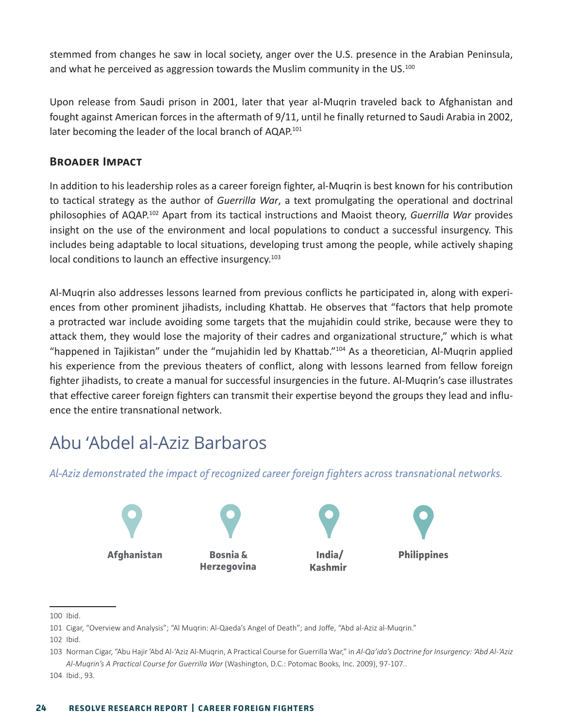stemmed from changes he saw in local society, anger over the U.S. presence in the Arabian Peninsula, and what he perceived as aggression towards the Muslim community in the US.[100]

Upon release from Saudi prison in 2001, later that year al-Muqrin traveled back to Afghanistan and fought against American forces in the aftermath of 9/11, until he finally returned to Saudi Arabia in 2002, later becoming the leader of the local branch of AQAP.[101]

### Broader Impact

In addition to his leadership roles as a career foreign fighter, al-Muqrin is best known for his contribution to tactical strategy as the author of *Guerrilla War*, a text promulgating the operational and doctrinal philosophies of AQAP.[102] Apart from its tactical instructions and Maoist theory, *Guerrilla War* provides insight on the use of the environment and local populations to conduct a successful insurgency. This includes being adaptable to local situations, developing trust among the people, while actively shaping local conditions to launch an effective insurgency.[103]

Al-Muqrin also addresses lessons learned from previous conflicts he participated in, along with experiences from other prominent jihadists, including Khattab. He observes that "factors that help promote a protracted war include avoiding some targets that the mujahidin could strike, because were they to attack them, they would lose the majority of their cadres and organizational structure," which is what "happened in Tajikistan" under the "mujahidin led by Khattab."[104] As a theoretician, Al-Muqrin applied his experience from the previous theaters of conflict, along with lessons learned from fellow foreign fighter jihadists, to create a manual for successful insurgencies in the future. Al-Muqrin's case illustrates that effective career foreign fighters can transmit their expertise beyond the groups they lead and influence the entire transnational network.

## Abu 'Abdel al-Aziz Barbaros

*Al-Aziz demonstrated the impact of recognized career foreign fighters across transnational networks.*

**Afghanistan** | **Bosnia & Herzegovina** | **India/ Kashmir** | **Philippines**

---

100 Ibid.

101 Cigar, "Overview and Analysis"; "Al Muqrin: Al-Qaeda's Angel of Death"; and Joffe, "Abd al-Aziz al-Muqrin."

102 Ibid.

103 Norman Cigar, "Abu Hajir 'Abd Al-'Aziz Al-Muqrin, A Practical Course for Guerrilla War," in *Al-Qa'ida's Doctrine for Insurgency: 'Abd Al-'Aziz Al-Muqrin's A Practical Course for Guerrilla War* (Washington, D.C.: Potomac Books, Inc. 2009), 97-107..

104 Ibid., 93.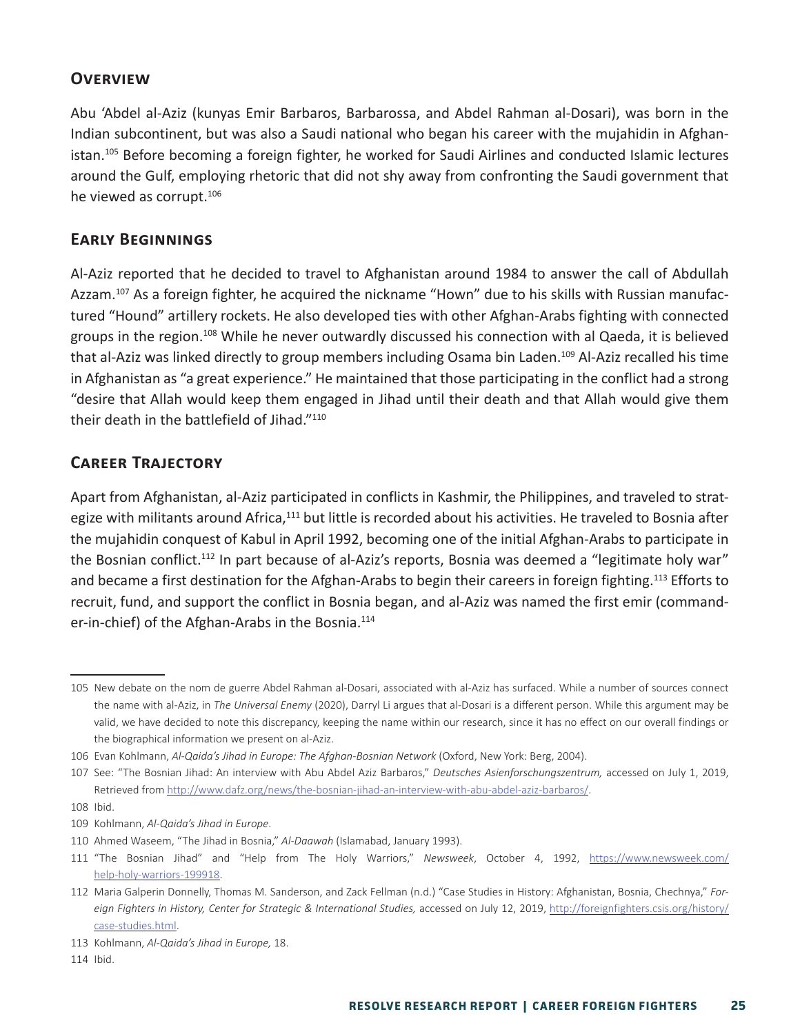## Overview

Abu 'Abdel al-Aziz (kunyas Emir Barbaros, Barbarossa, and Abdel Rahman al-Dosari), was born in the Indian subcontinent, but was also a Saudi national who began his career with the mujahidin in Afghanistan.[105] Before becoming a foreign fighter, he worked for Saudi Airlines and conducted Islamic lectures around the Gulf, employing rhetoric that did not shy away from confronting the Saudi government that he viewed as corrupt.[106]

## Early Beginnings

Al-Aziz reported that he decided to travel to Afghanistan around 1984 to answer the call of Abdullah Azzam.[107] As a foreign fighter, he acquired the nickname "Hown" due to his skills with Russian manufactured "Hound" artillery rockets. He also developed ties with other Afghan-Arabs fighting with connected groups in the region.[108] While he never outwardly discussed his connection with al Qaeda, it is believed that al-Aziz was linked directly to group members including Osama bin Laden.[109] Al-Aziz recalled his time in Afghanistan as "a great experience." He maintained that those participating in the conflict had a strong "desire that Allah would keep them engaged in Jihad until their death and that Allah would give them their death in the battlefield of Jihad."[110]

## Career Trajectory

Apart from Afghanistan, al-Aziz participated in conflicts in Kashmir, the Philippines, and traveled to strategize with militants around Africa,[111] but little is recorded about his activities. He traveled to Bosnia after the mujahidin conquest of Kabul in April 1992, becoming one of the initial Afghan-Arabs to participate in the Bosnian conflict.[112] In part because of al-Aziz's reports, Bosnia was deemed a "legitimate holy war" and became a first destination for the Afghan-Arabs to begin their careers in foreign fighting.[113] Efforts to recruit, fund, and support the conflict in Bosnia began, and al-Aziz was named the first emir (commander-in-chief) of the Afghan-Arabs in the Bosnia.[114]

---

105 New debate on the nom de guerre Abdel Rahman al-Dosari, associated with al-Aziz has surfaced. While a number of sources connect the name with al-Aziz, in *The Universal Enemy* (2020), Darryl Li argues that al-Dosari is a different person. While this argument may be valid, we have decided to note this discrepancy, keeping the name within our research, since it has no effect on our overall findings or the biographical information we present on al-Aziz.

106 Evan Kohlmann, *Al-Qaida's Jihad in Europe: The Afghan-Bosnian Network* (Oxford, New York: Berg, 2004).

107 See: "The Bosnian Jihad: An interview with Abu Abdel Aziz Barbaros," *Deutsches Asienforschungszentrum,* accessed on July 1, 2019, Retrieved from http://www.dafz.org/news/the-bosnian-jihad-an-interview-with-abu-abdel-aziz-barbaros/.

108 Ibid.

109 Kohlmann, *Al-Qaida's Jihad in Europe*.

110 Ahmed Waseem, "The Jihad in Bosnia," *Al-Daawah* (Islamabad, January 1993).

111 "The Bosnian Jihad" and "Help from The Holy Warriors," *Newsweek*, October 4, 1992, https://www.newsweek.com/help-holy-warriors-199918.

112 Maria Galperin Donnelly, Thomas M. Sanderson, and Zack Fellman (n.d.) "Case Studies in History: Afghanistan, Bosnia, Chechnya," *Foreign Fighters in History, Center for Strategic & International Studies,* accessed on July 12, 2019, http://foreignfighters.csis.org/history/case-studies.html.

113 Kohlmann, *Al-Qaida's Jihad in Europe,* 18.

114 Ibid.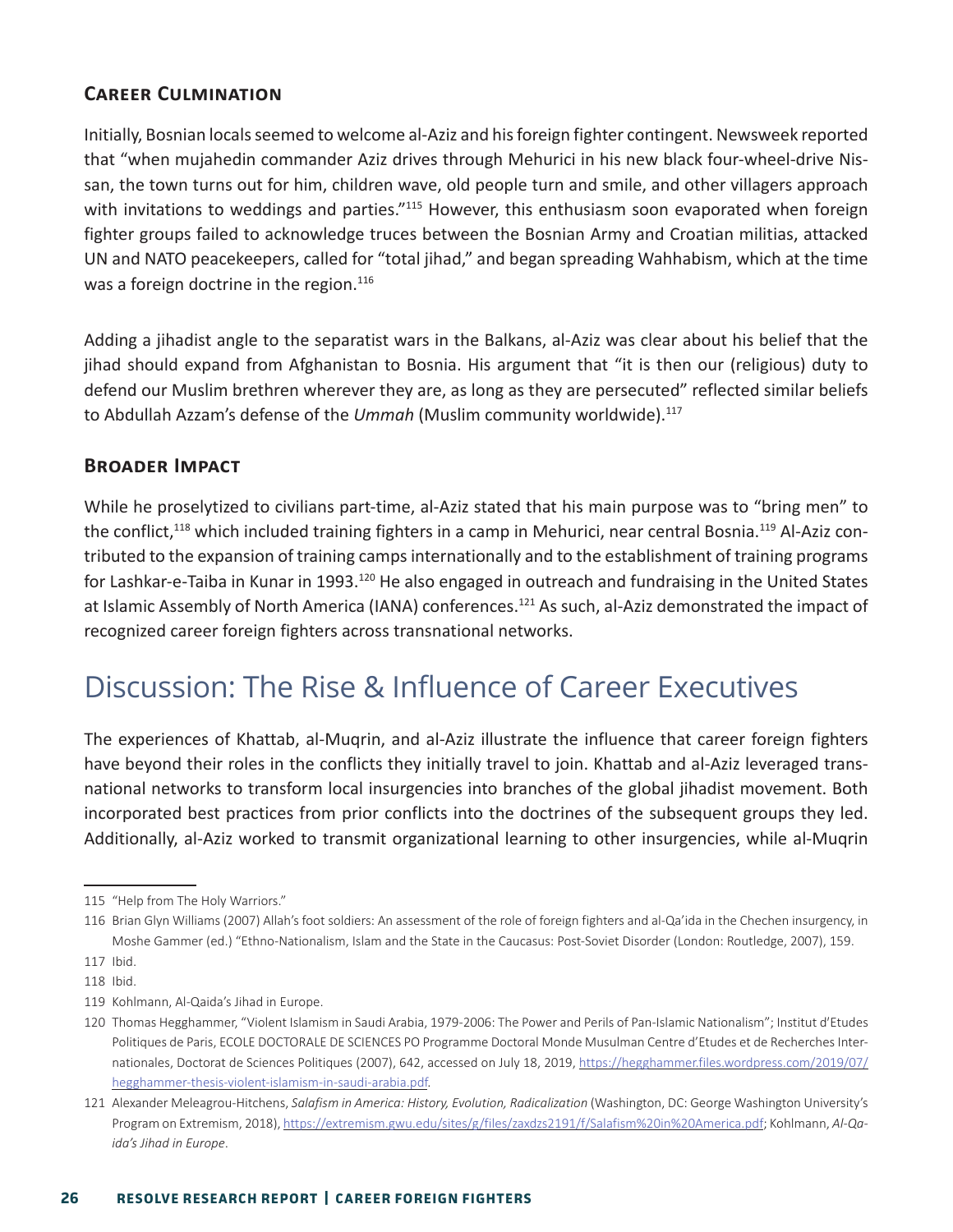### Career Culmination

Initially, Bosnian locals seemed to welcome al-Aziz and his foreign fighter contingent. Newsweek reported that "when mujahedin commander Aziz drives through Mehurici in his new black four-wheel-drive Nissan, the town turns out for him, children wave, old people turn and smile, and other villagers approach with invitations to weddings and parties."[115] However, this enthusiasm soon evaporated when foreign fighter groups failed to acknowledge truces between the Bosnian Army and Croatian militias, attacked UN and NATO peacekeepers, called for "total jihad," and began spreading Wahhabism, which at the time was a foreign doctrine in the region.[116]

Adding a jihadist angle to the separatist wars in the Balkans, al-Aziz was clear about his belief that the jihad should expand from Afghanistan to Bosnia. His argument that "it is then our (religious) duty to defend our Muslim brethren wherever they are, as long as they are persecuted" reflected similar beliefs to Abdullah Azzam's defense of the *Ummah* (Muslim community worldwide).[117]

### Broader Impact

While he proselytized to civilians part-time, al-Aziz stated that his main purpose was to "bring men" to the conflict,[118] which included training fighters in a camp in Mehurici, near central Bosnia.[119] Al-Aziz contributed to the expansion of training camps internationally and to the establishment of training programs for Lashkar-e-Taiba in Kunar in 1993.[120] He also engaged in outreach and fundraising in the United States at Islamic Assembly of North America (IANA) conferences.[121] As such, al-Aziz demonstrated the impact of recognized career foreign fighters across transnational networks.

## Discussion: The Rise & Influence of Career Executives

The experiences of Khattab, al-Muqrin, and al-Aziz illustrate the influence that career foreign fighters have beyond their roles in the conflicts they initially travel to join. Khattab and al-Aziz leveraged transnational networks to transform local insurgencies into branches of the global jihadist movement. Both incorporated best practices from prior conflicts into the doctrines of the subsequent groups they led. Additionally, al-Aziz worked to transmit organizational learning to other insurgencies, while al-Muqrin

---

115 "Help from The Holy Warriors."

116 Brian Glyn Williams (2007) Allah's foot soldiers: An assessment of the role of foreign fighters and al-Qa'ida in the Chechen insurgency, in Moshe Gammer (ed.) "Ethno-Nationalism, Islam and the State in the Caucasus: Post-Soviet Disorder (London: Routledge, 2007), 159.

117 Ibid.

118 Ibid.

119 Kohlmann, Al-Qaida's Jihad in Europe.

120 Thomas Hegghammer, "Violent Islamism in Saudi Arabia, 1979-2006: The Power and Perils of Pan-Islamic Nationalism"; Institut d'Etudes Politiques de Paris, ECOLE DOCTORALE DE SCIENCES PO Programme Doctoral Monde Musulman Centre d'Etudes et de Recherches Internationales, Doctorat de Sciences Politiques (2007), 642, accessed on July 18, 2019, https://hegghammer.files.wordpress.com/2019/07/hegghammer-thesis-violent-islamism-in-saudi-arabia.pdf.

121 Alexander Meleagrou-Hitchens, *Salafism in America: History, Evolution, Radicalization* (Washington, DC: George Washington University's Program on Extremism, 2018), https://extremism.gwu.edu/sites/g/files/zaxdzs2191/f/Salafism%20in%20America.pdf; Kohlmann, *Al-Qaida's Jihad in Europe*.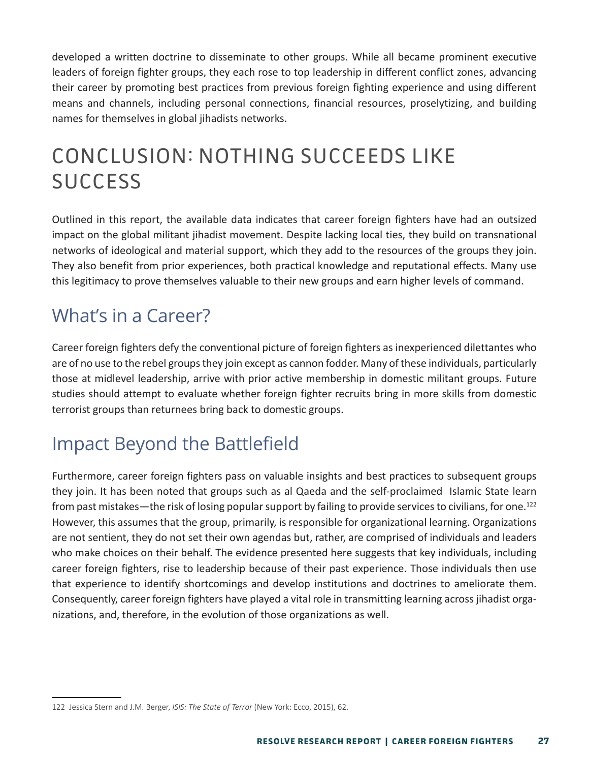developed a written doctrine to disseminate to other groups. While all became prominent executive leaders of foreign fighter groups, they each rose to top leadership in different conflict zones, advancing their career by promoting best practices from previous foreign fighting experience and using different means and channels, including personal connections, financial resources, proselytizing, and building names for themselves in global jihadists networks.

# CONCLUSION: NOTHING SUCCEEDS LIKE SUCCESS

Outlined in this report, the available data indicates that career foreign fighters have had an outsized impact on the global militant jihadist movement. Despite lacking local ties, they build on transnational networks of ideological and material support, which they add to the resources of the groups they join. They also benefit from prior experiences, both practical knowledge and reputational effects. Many use this legitimacy to prove themselves valuable to their new groups and earn higher levels of command.

## What's in a Career?

Career foreign fighters defy the conventional picture of foreign fighters as inexperienced dilettantes who are of no use to the rebel groups they join except as cannon fodder. Many of these individuals, particularly those at midlevel leadership, arrive with prior active membership in domestic militant groups. Future studies should attempt to evaluate whether foreign fighter recruits bring in more skills from domestic terrorist groups than returnees bring back to domestic groups.

## Impact Beyond the Battlefield

Furthermore, career foreign fighters pass on valuable insights and best practices to subsequent groups they join. It has been noted that groups such as al Qaeda and the self-proclaimed Islamic State learn from past mistakes—the risk of losing popular support by failing to provide services to civilians, for one.[122] However, this assumes that the group, primarily, is responsible for organizational learning. Organizations are not sentient, they do not set their own agendas but, rather, are comprised of individuals and leaders who make choices on their behalf. The evidence presented here suggests that key individuals, including career foreign fighters, rise to leadership because of their past experience. Those individuals then use that experience to identify shortcomings and develop institutions and doctrines to ameliorate them. Consequently, career foreign fighters have played a vital role in transmitting learning across jihadist organizations, and, therefore, in the evolution of those organizations as well.

122 Jessica Stern and J.M. Berger, *ISIS: The State of Terror* (New York: Ecco, 2015), 62.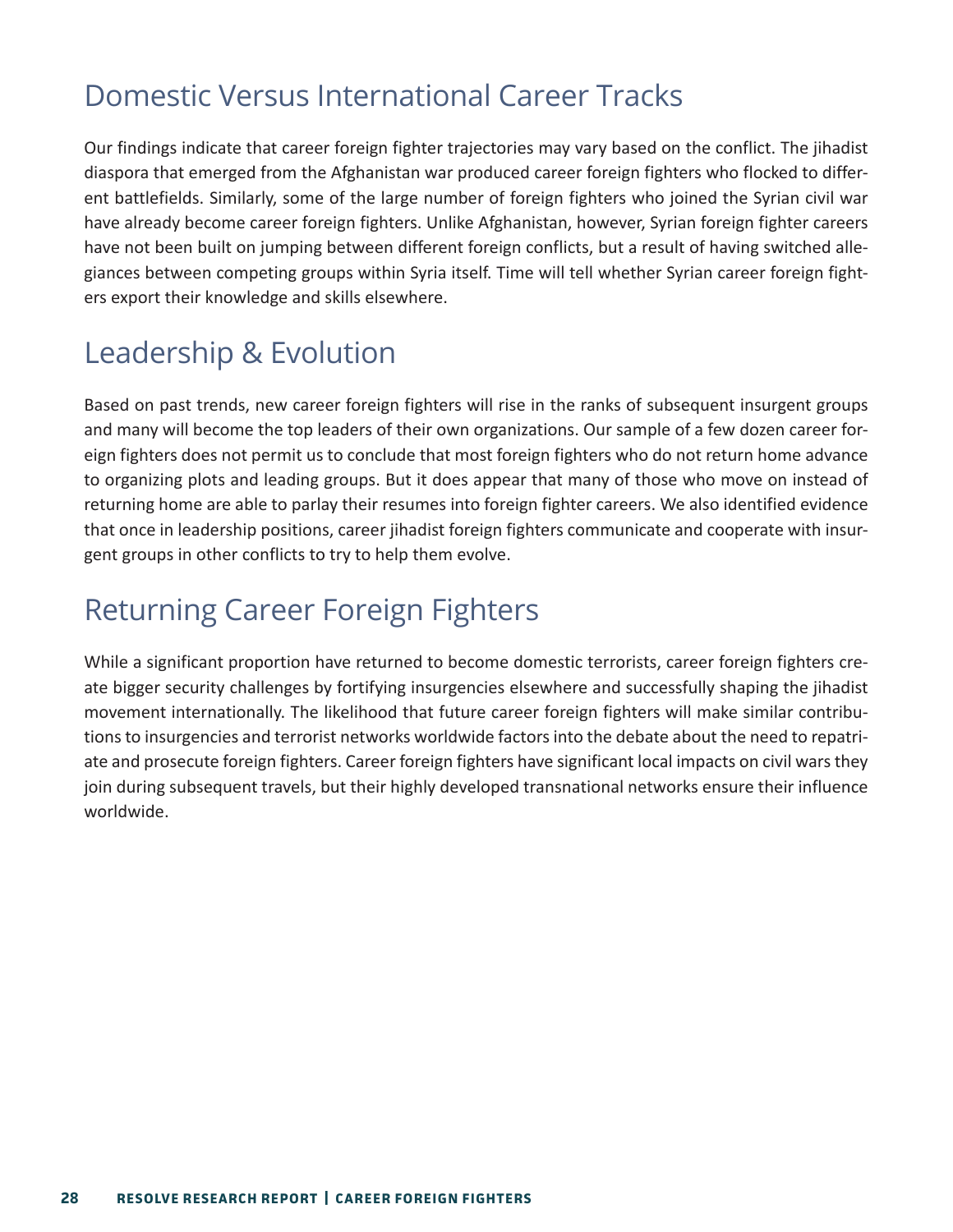## Domestic Versus International Career Tracks

Our findings indicate that career foreign fighter trajectories may vary based on the conflict. The jihadist diaspora that emerged from the Afghanistan war produced career foreign fighters who flocked to different battlefields. Similarly, some of the large number of foreign fighters who joined the Syrian civil war have already become career foreign fighters. Unlike Afghanistan, however, Syrian foreign fighter careers have not been built on jumping between different foreign conflicts, but a result of having switched allegiances between competing groups within Syria itself. Time will tell whether Syrian career foreign fighters export their knowledge and skills elsewhere.

## Leadership & Evolution

Based on past trends, new career foreign fighters will rise in the ranks of subsequent insurgent groups and many will become the top leaders of their own organizations. Our sample of a few dozen career foreign fighters does not permit us to conclude that most foreign fighters who do not return home advance to organizing plots and leading groups. But it does appear that many of those who move on instead of returning home are able to parlay their resumes into foreign fighter careers. We also identified evidence that once in leadership positions, career jihadist foreign fighters communicate and cooperate with insurgent groups in other conflicts to try to help them evolve.

## Returning Career Foreign Fighters

While a significant proportion have returned to become domestic terrorists, career foreign fighters create bigger security challenges by fortifying insurgencies elsewhere and successfully shaping the jihadist movement internationally. The likelihood that future career foreign fighters will make similar contributions to insurgencies and terrorist networks worldwide factors into the debate about the need to repatriate and prosecute foreign fighters. Career foreign fighters have significant local impacts on civil wars they join during subsequent travels, but their highly developed transnational networks ensure their influence worldwide.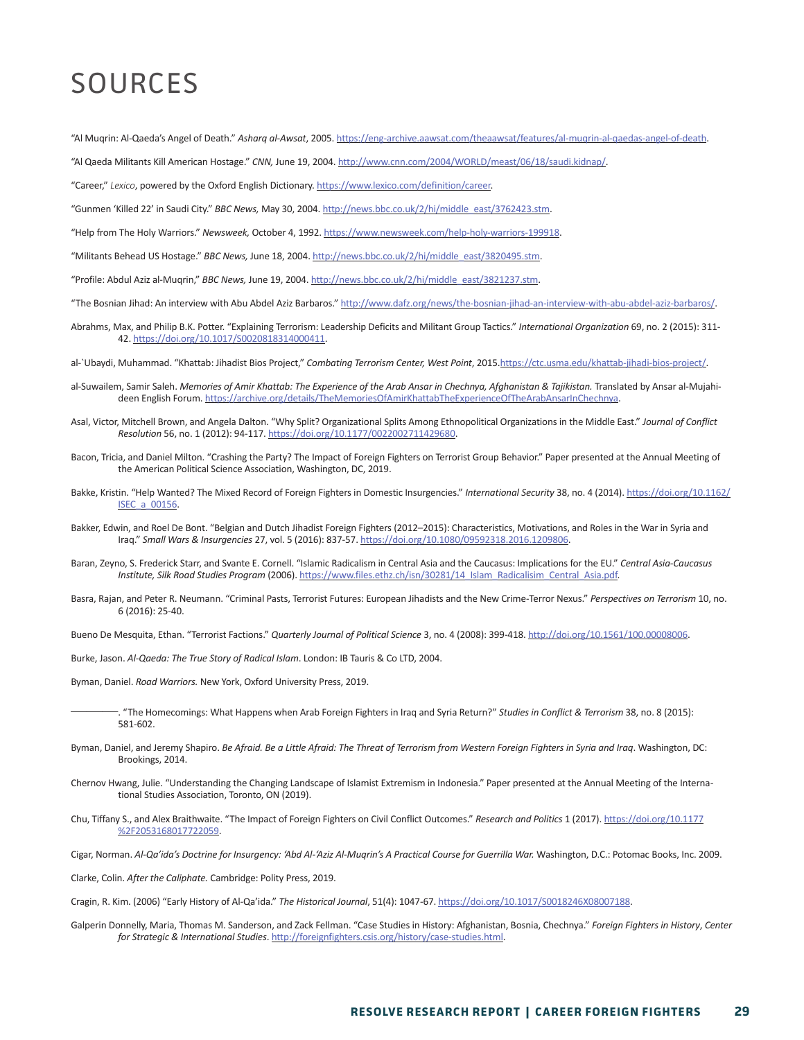# SOURCES

"Al Muqrin: Al-Qaeda's Angel of Death." *Asharq al-Awsat*, 2005. https://eng-archive.aawsat.com/theaawsat/features/al-muqrin-al-qaedas-angel-of-death.

"Al Qaeda Militants Kill American Hostage." *CNN,* June 19, 2004. http://www.cnn.com/2004/WORLD/meast/06/18/saudi.kidnap/.

"Career," *Lexico*, powered by the Oxford English Dictionary. https://www.lexico.com/definition/career.

"Gunmen 'Killed 22' in Saudi City." *BBC News,* May 30, 2004. http://news.bbc.co.uk/2/hi/middle_east/3762423.stm.

"Help from The Holy Warriors." *Newsweek,* October 4, 1992. https://www.newsweek.com/help-holy-warriors-199918.

"Militants Behead US Hostage." *BBC News,* June 18, 2004. http://news.bbc.co.uk/2/hi/middle_east/3820495.stm.

"Profile: Abdul Aziz al-Muqrin," *BBC News,* June 19, 2004. http://news.bbc.co.uk/2/hi/middle_east/3821237.stm.

"The Bosnian Jihad: An interview with Abu Abdel Aziz Barbaros." http://www.dafz.org/news/the-bosnian-jihad-an-interview-with-abu-abdel-aziz-barbaros/.

Abrahms, Max, and Philip B.K. Potter. "Explaining Terrorism: Leadership Deficits and Militant Group Tactics." *International Organization* 69, no. 2 (2015): 311-42. https://doi.org/10.1017/S0020818314000411.

al-`Ubaydi, Muhammad. "Khattab: Jihadist Bios Project," *Combating Terrorism Center, West Point*, 2015.https://ctc.usma.edu/khattab-jihadi-bios-project/.

al-Suwailem, Samir Saleh. *Memories of Amir Khattab: The Experience of the Arab Ansar in Chechnya, Afghanistan & Tajikistan.* Translated by Ansar al-Mujahideen English Forum. https://archive.org/details/TheMemoriesOfAmirKhattabTheExperienceOfTheArabAnsarInChechnya.

Asal, Victor, Mitchell Brown, and Angela Dalton. "Why Split? Organizational Splits Among Ethnopolitical Organizations in the Middle East." *Journal of Conflict Resolution* 56, no. 1 (2012): 94-117. https://doi.org/10.1177/0022002711429680.

Bacon, Tricia, and Daniel Milton. "Crashing the Party? The Impact of Foreign Fighters on Terrorist Group Behavior." Paper presented at the Annual Meeting of the American Political Science Association, Washington, DC, 2019.

Bakke, Kristin. "Help Wanted? The Mixed Record of Foreign Fighters in Domestic Insurgencies." *International Security* 38, no. 4 (2014). https://doi.org/10.1162/ISEC_a_00156.

Bakker, Edwin, and Roel De Bont. "Belgian and Dutch Jihadist Foreign Fighters (2012–2015): Characteristics, Motivations, and Roles in the War in Syria and Iraq." *Small Wars & Insurgencies* 27, vol. 5 (2016): 837-57. https://doi.org/10.1080/09592318.2016.1209806.

Baran, Zeyno, S. Frederick Starr, and Svante E. Cornell. "Islamic Radicalism in Central Asia and the Caucasus: Implications for the EU." *Central Asia-Caucasus Institute, Silk Road Studies Program* (2006). https://www.files.ethz.ch/isn/30281/14_Islam_Radicalisim_Central_Asia.pdf.

Basra, Rajan, and Peter R. Neumann. "Criminal Pasts, Terrorist Futures: European Jihadists and the New Crime-Terror Nexus." *Perspectives on Terrorism* 10, no. 6 (2016): 25-40.

Bueno De Mesquita, Ethan. "Terrorist Factions." *Quarterly Journal of Political Science* 3, no. 4 (2008): 399-418. http://doi.org/10.1561/100.00008006.

Burke, Jason. *Al-Qaeda: The True Story of Radical Islam*. London: IB Tauris & Co LTD, 2004.

Byman, Daniel. *Road Warriors.* New York, Oxford University Press, 2019.

———. "The Homecomings: What Happens when Arab Foreign Fighters in Iraq and Syria Return?" *Studies in Conflict & Terrorism* 38, no. 8 (2015): 581-602.

Byman, Daniel, and Jeremy Shapiro. *Be Afraid. Be a Little Afraid: The Threat of Terrorism from Western Foreign Fighters in Syria and Iraq*. Washington, DC: Brookings, 2014.

Chernov Hwang, Julie. "Understanding the Changing Landscape of Islamist Extremism in Indonesia." Paper presented at the Annual Meeting of the International Studies Association, Toronto, ON (2019).

Chu, Tiffany S., and Alex Braithwaite. "The Impact of Foreign Fighters on Civil Conflict Outcomes." *Research and Politics* 1 (2017). https://doi.org/10.1177%2F2053168017722059.

Cigar, Norman. *Al-Qa'ida's Doctrine for Insurgency: 'Abd Al-'Aziz Al-Muqrin's A Practical Course for Guerrilla War.* Washington, D.C.: Potomac Books, Inc. 2009.

Clarke, Colin. *After the Caliphate.* Cambridge: Polity Press, 2019.

Cragin, R. Kim. (2006) "Early History of Al-Qa'ida." *The Historical Journal*, 51(4): 1047-67. https://doi.org/10.1017/S0018246X08007188.

Galperin Donnelly, Maria, Thomas M. Sanderson, and Zack Fellman. "Case Studies in History: Afghanistan, Bosnia, Chechnya." *Foreign Fighters in History*, *Center for Strategic & International Studies*. http://foreignfighters.csis.org/history/case-studies.html.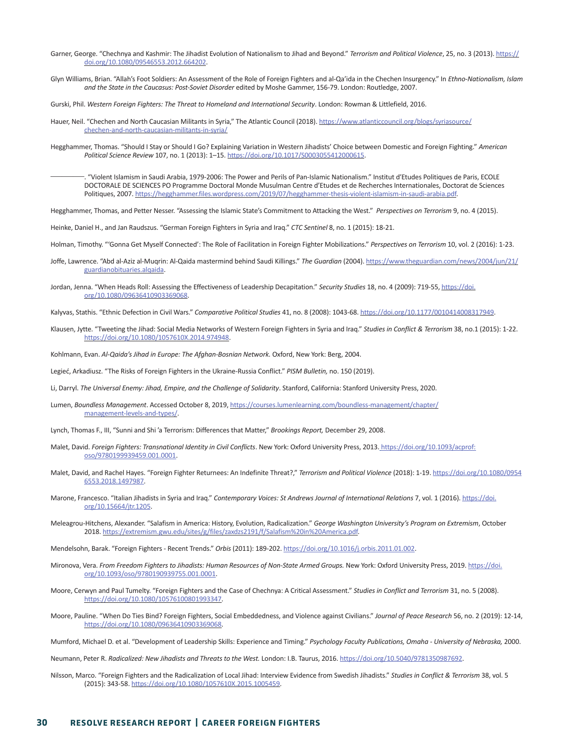Garner, George. "Chechnya and Kashmir: The Jihadist Evolution of Nationalism to Jihad and Beyond." *Terrorism and Political Violence*, 25, no. 3 (2013). https://doi.org/10.1080/09546553.2012.664202.

Glyn Williams, Brian. "Allah's Foot Soldiers: An Assessment of the Role of Foreign Fighters and al-Qa'ida in the Chechen Insurgency." In *Ethno-Nationalism, Islam and the State in the Caucasus: Post-Soviet Disorder* edited by Moshe Gammer, 156-79. London: Routledge, 2007.

Gurski, Phil. *Western Foreign Fighters: The Threat to Homeland and International Security*. London: Rowman & Littlefield, 2016.

Hauer, Neil. "Chechen and North Caucasian Militants in Syria," The Atlantic Council (2018). https://www.atlanticcouncil.org/blogs/syriasource/chechen-and-north-caucasian-militants-in-syria/

Hegghammer, Thomas. "Should I Stay or Should I Go? Explaining Variation in Western Jihadists' Choice between Domestic and Foreign Fighting." *American Political Science Review* 107, no. 1 (2013): 1–15. https://doi.org/10.1017/S0003055412000615.

———. "Violent Islamism in Saudi Arabia, 1979-2006: The Power and Perils of Pan-Islamic Nationalism." Institut d'Etudes Politiques de Paris, ECOLE DOCTORALE DE SCIENCES PO Programme Doctoral Monde Musulman Centre d'Etudes et de Recherches Internationales, Doctorat de Sciences Politiques, 2007. https://hegghammer.files.wordpress.com/2019/07/hegghammer-thesis-violent-islamism-in-saudi-arabia.pdf.

Hegghammer, Thomas, and Petter Nesser. "Assessing the Islamic State's Commitment to Attacking the West." *Perspectives on Terrorism* 9, no. 4 (2015).

Heinke, Daniel H., and Jan Raudszus. "German Foreign Fighters in Syria and Iraq." *CTC Sentinel* 8, no. 1 (2015): 18-21.

Holman, Timothy. "'Gonna Get Myself Connected': The Role of Facilitation in Foreign Fighter Mobilizations." *Perspectives on Terrorism* 10, vol. 2 (2016): 1-23.

Joffe, Lawrence. "Abd al-Aziz al-Muqrin: Al-Qaida mastermind behind Saudi Killings." *The Guardian* (2004). https://www.theguardian.com/news/2004/jun/21/guardianobituaries.alqaida.

Jordan, Jenna. "When Heads Roll: Assessing the Effectiveness of Leadership Decapitation." *Security Studies* 18, no. 4 (2009): 719-55, https://doi.org/10.1080/09636410903369068.

Kalyvas, Stathis. "Ethnic Defection in Civil Wars." *Comparative Political Studies* 41, no. 8 (2008): 1043-68. https://doi.org/10.1177/0010414008317949.

Klausen, Jytte. "Tweeting the Jihad: Social Media Networks of Western Foreign Fighters in Syria and Iraq." *Studies in Conflict & Terrorism* 38, no.1 (2015): 1-22. https://doi.org/10.1080/1057610X.2014.974948.

Kohlmann, Evan. *Al-Qaida's Jihad in Europe: The Afghan-Bosnian Network.* Oxford, New York: Berg, 2004.

Legieć, Arkadiusz. "The Risks of Foreign Fighters in the Ukraine-Russia Conflict." *PISM Bulletin,* no. 150 (2019).

Li, Darryl. *The Universal Enemy: Jihad, Empire, and the Challenge of Solidarity*. Stanford, California: Stanford University Press, 2020.

Lumen, *Boundless Management*. Accessed October 8, 2019, https://courses.lumenlearning.com/boundless-management/chapter/management-levels-and-types/.

Lynch, Thomas F., III, "Sunni and Shi 'a Terrorism: Differences that Matter," *Brookings Report,* December 29, 2008.

Malet, David. *Foreign Fighters: Transnational Identity in Civil Conflicts*. New York: Oxford University Press, 2013. https://doi.org/10.1093/acprof:oso/9780199939459.001.0001.

Malet, David, and Rachel Hayes. "Foreign Fighter Returnees: An Indefinite Threat?," *Terrorism and Political Violence* (2018): 1-19. https://doi.org/10.1080/09546553.2018.1497987.

Marone, Francesco. "Italian Jihadists in Syria and Iraq." *Contemporary Voices: St Andrews Journal of International Relations* 7, vol. 1 (2016). https://doi.org/10.15664/jtr.1205.

Meleagrou-Hitchens, Alexander. "Salafism in America: History, Evolution, Radicalization." *George Washington University's Program on Extremism*, October 2018. https://extremism.gwu.edu/sites/g/files/zaxdzs2191/f/Salafism%20in%20America.pdf.

Mendelsohn, Barak. "Foreign Fighters - Recent Trends." *Orbis* (2011): 189-202. https://doi.org/10.1016/j.orbis.2011.01.002.

Mironova, Vera. *From Freedom Fighters to Jihadists: Human Resources of Non-State Armed Groups.* New York: Oxford University Press, 2019. https://doi.org/10.1093/oso/9780190939755.001.0001.

Moore, Cerwyn and Paul Tumelty. "Foreign Fighters and the Case of Chechnya: A Critical Assessment." *Studies in Conflict and Terrorism* 31, no. 5 (2008). https://doi.org/10.1080/10576100801993347.

Moore, Pauline. "When Do Ties Bind? Foreign Fighters, Social Embeddedness, and Violence against Civilians." *Journal of Peace Research* 56, no. 2 (2019): 12-14, https://doi.org/10.1080/09636410903369068.

Mumford, Michael D. et al. "Development of Leadership Skills: Experience and Timing." *Psychology Faculty Publications, Omaha - University of Nebraska,* 2000.

Neumann, Peter R. *Radicalized: New Jihadists and Threats to the West.* London: I.B. Taurus, 2016. https://doi.org/10.5040/9781350987692.

Nilsson, Marco. "Foreign Fighters and the Radicalization of Local Jihad: Interview Evidence from Swedish Jihadists." *Studies in Conflict & Terrorism* 38, vol. 5 (2015): 343-58. https://doi.org/10.1080/1057610X.2015.1005459.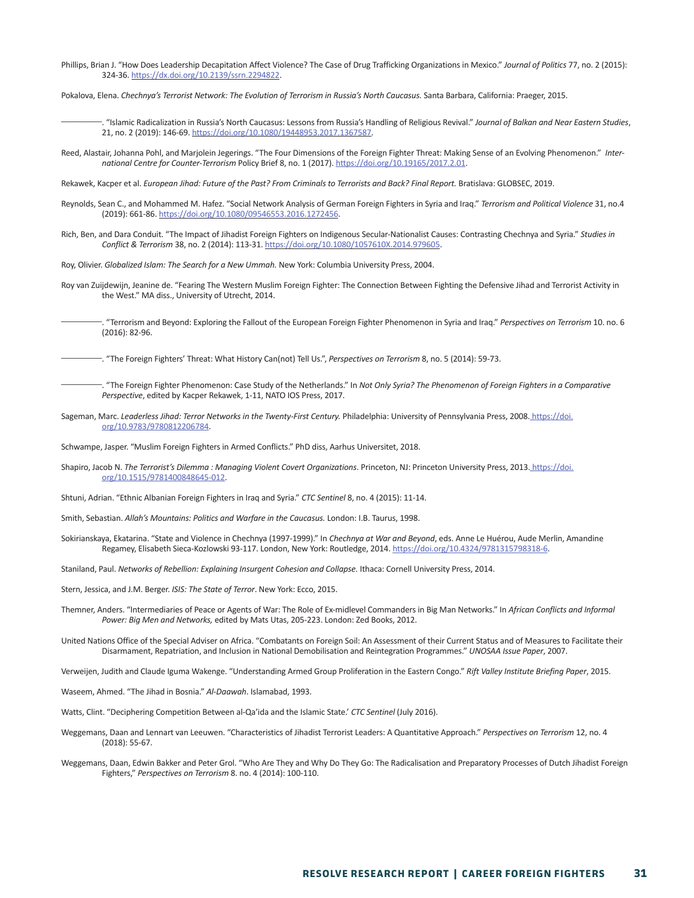Phillips, Brian J. "How Does Leadership Decapitation Affect Violence? The Case of Drug Trafficking Organizations in Mexico." *Journal of Politics* 77, no. 2 (2015): 324-36. https://dx.doi.org/10.2139/ssrn.2294822.

Pokalova, Elena. *Chechnya's Terrorist Network: The Evolution of Terrorism in Russia's North Caucasus.* Santa Barbara, California: Praeger, 2015.

———. "Islamic Radicalization in Russia's North Caucasus: Lessons from Russia's Handling of Religious Revival." *Journal of Balkan and Near Eastern Studies*, 21, no. 2 (2019): 146-69. https://doi.org/10.1080/19448953.2017.1367587.

Reed, Alastair, Johanna Pohl, and Marjolein Jegerings. "The Four Dimensions of the Foreign Fighter Threat: Making Sense of an Evolving Phenomenon." *International Centre for Counter-Terrorism* Policy Brief 8, no. 1 (2017). https://doi.org/10.19165/2017.2.01.

Rekawek, Kacper et al. *European Jihad: Future of the Past? From Criminals to Terrorists and Back? Final Report.* Bratislava: GLOBSEC, 2019.

Reynolds, Sean C., and Mohammed M. Hafez. "Social Network Analysis of German Foreign Fighters in Syria and Iraq." *Terrorism and Political Violence* 31, no.4 (2019): 661-86. https://doi.org/10.1080/09546553.2016.1272456.

Rich, Ben, and Dara Conduit. "The Impact of Jihadist Foreign Fighters on Indigenous Secular-Nationalist Causes: Contrasting Chechnya and Syria." *Studies in Conflict & Terrorism* 38, no. 2 (2014): 113-31. https://doi.org/10.1080/1057610X.2014.979605.

Roy, Olivier. *Globalized Islam: The Search for a New Ummah.* New York: Columbia University Press, 2004.

Roy van Zuijdewijn, Jeanine de. "Fearing The Western Muslim Foreign Fighter: The Connection Between Fighting the Defensive Jihad and Terrorist Activity in the West." MA diss., University of Utrecht, 2014.

———. "Terrorism and Beyond: Exploring the Fallout of the European Foreign Fighter Phenomenon in Syria and Iraq." *Perspectives on Terrorism* 10. no. 6 (2016): 82-96.

———. "The Foreign Fighters' Threat: What History Can(not) Tell Us.", *Perspectives on Terrorism* 8, no. 5 (2014): 59-73.

———. "The Foreign Fighter Phenomenon: Case Study of the Netherlands." In *Not Only Syria? The Phenomenon of Foreign Fighters in a Comparative Perspective*, edited by Kacper Rekawek, 1-11, NATO IOS Press, 2017.

Sageman, Marc. *Leaderless Jihad: Terror Networks in the Twenty-First Century.* Philadelphia: University of Pennsylvania Press, 2008. https://doi.org/10.9783/9780812206784.

Schwampe, Jasper. "Muslim Foreign Fighters in Armed Conflicts." PhD diss, Aarhus Universitet, 2018.

Shapiro, Jacob N. *The Terrorist's Dilemma : Managing Violent Covert Organizations*. Princeton, NJ: Princeton University Press, 2013. https://doi.org/10.1515/9781400848645-012.

Shtuni, Adrian. "Ethnic Albanian Foreign Fighters in Iraq and Syria." *CTC Sentinel* 8, no. 4 (2015): 11-14.

Smith, Sebastian. *Allah's Mountains: Politics and Warfare in the Caucasus.* London: I.B. Taurus, 1998.

Sokirianskaya, Ekatarina. "State and Violence in Chechnya (1997-1999)." In *Chechnya at War and Beyond*, eds. Anne Le Huérou, Aude Merlin, Amandine Regamey, Elisabeth Sieca-Kozlowski 93-117. London, New York: Routledge, 2014. https://doi.org/10.4324/9781315798318-6.

Staniland, Paul. *Networks of Rebellion: Explaining Insurgent Cohesion and Collapse.* Ithaca: Cornell University Press, 2014.

Stern, Jessica, and J.M. Berger. *ISIS: The State of Terror*. New York: Ecco, 2015.

Themner, Anders. "Intermediaries of Peace or Agents of War: The Role of Ex-midlevel Commanders in Big Man Networks." In *African Conflicts and Informal Power: Big Men and Networks,* edited by Mats Utas, 205-223. London: Zed Books, 2012.

United Nations Office of the Special Adviser on Africa. "Combatants on Foreign Soil: An Assessment of their Current Status and of Measures to Facilitate their Disarmament, Repatriation, and Inclusion in National Demobilisation and Reintegration Programmes." *UNOSAA Issue Paper*, 2007.

Verweijen, Judith and Claude Iguma Wakenge. "Understanding Armed Group Proliferation in the Eastern Congo." *Rift Valley Institute Briefing Paper*, 2015.

Waseem, Ahmed. "The Jihad in Bosnia." *Al-Daawah*. Islamabad, 1993.

Watts, Clint. "Deciphering Competition Between al-Qa'ida and the Islamic State.' *CTC Sentinel* (July 2016).

Weggemans, Daan and Lennart van Leeuwen. "Characteristics of Jihadist Terrorist Leaders: A Quantitative Approach." *Perspectives on Terrorism* 12, no. 4 (2018): 55-67.

Weggemans, Daan, Edwin Bakker and Peter Grol. "Who Are They and Why Do They Go: The Radicalisation and Preparatory Processes of Dutch Jihadist Foreign Fighters," *Perspectives on Terrorism* 8. no. 4 (2014): 100-110.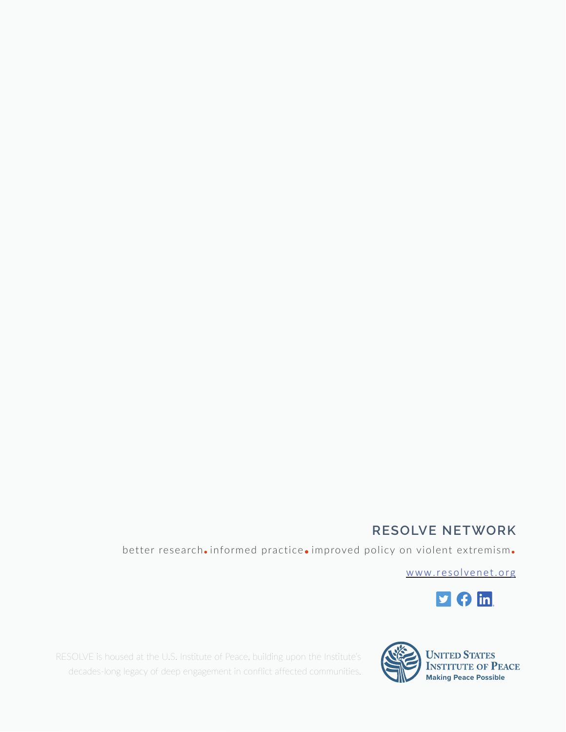## RESOLVE NETWORK

better research. informed practice. improved policy on violent extremism.

www.resolvenet.org

RESOLVE is housed at the U.S. Institute of Peace, building upon the Institute's decades-long legacy of deep engagement in conflict affected communities.

UNITED STATES INSTITUTE OF PEACE
Making Peace Possible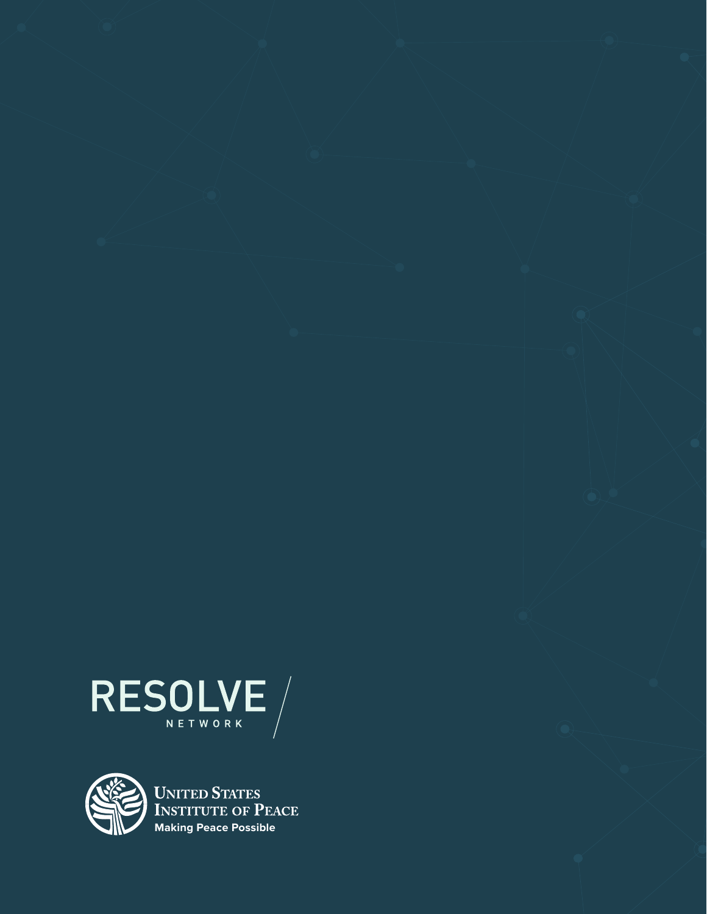RESOLVE NETWORK

UNITED STATES INSTITUTE OF PEACE

Making Peace Possible